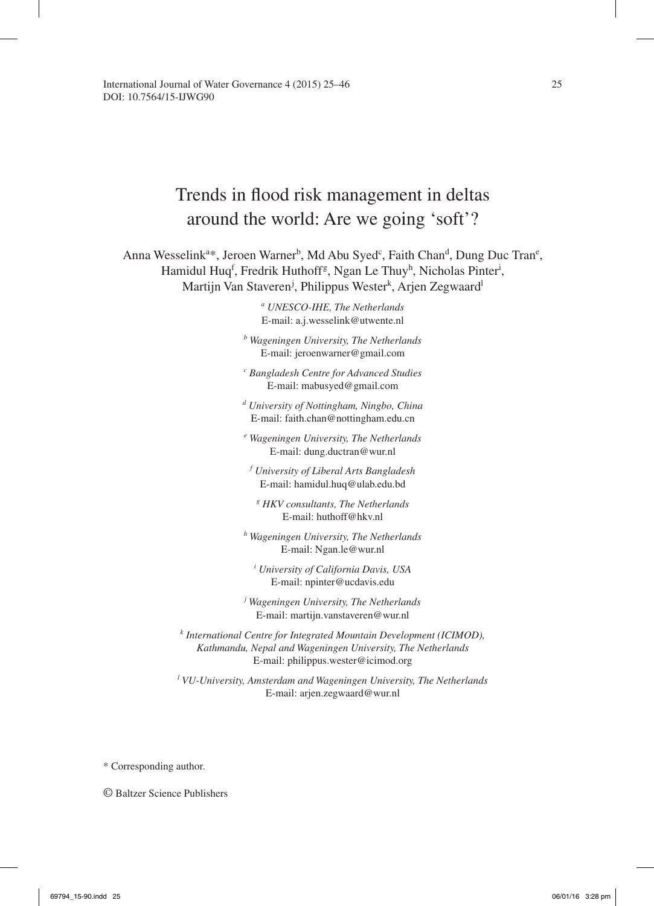# Trends in flood risk management in deltas around the world: Are we going 'soft'?

Anna Wesselink[a]*, Jeroen Warner[b], Md Abu Syed[c], Faith Chan[d], Dung Duc Tran[e], Hamidul Huq[f], Fredrik Huthoff[g], Ngan Le Thuy[h], Nicholas Pinter[i], Martijn Van Staveren[j], Philippus Wester[k], Arjen Zegwaard[l]

[a] *UNESCO-IHE, The Netherlands*
E-mail: a.j.wesselink@utwente.nl

[b] *Wageningen University, The Netherlands*
E-mail: jeroenwarner@gmail.com

[c] *Bangladesh Centre for Advanced Studies*
E-mail: mabusyed@gmail.com

[d] *University of Nottingham, Ningbo, China*
E-mail: faith.chan@nottingham.edu.cn

[e] *Wageningen University, The Netherlands*
E-mail: dung.ductran@wur.nl

[f] *University of Liberal Arts Bangladesh*
E-mail: hamidul.huq@ulab.edu.bd

[g] *HKV consultants, The Netherlands*
E-mail: huthoff@hkv.nl

[h] *Wageningen University, The Netherlands*
E-mail: Ngan.le@wur.nl

[i] *University of California Davis, USA*
E-mail: npinter@ucdavis.edu

[j] *Wageningen University, The Netherlands*
E-mail: martijn.vanstaveren@wur.nl

[k] *International Centre for Integrated Mountain Development (ICIMOD), Kathmandu, Nepal and Wageningen University, The Netherlands*
E-mail: philippus.wester@icimod.org

[l] *VU-University, Amsterdam and Wageningen University, The Netherlands*
E-mail: arjen.zegwaard@wur.nl

\* Corresponding author.

© Baltzer Science Publishers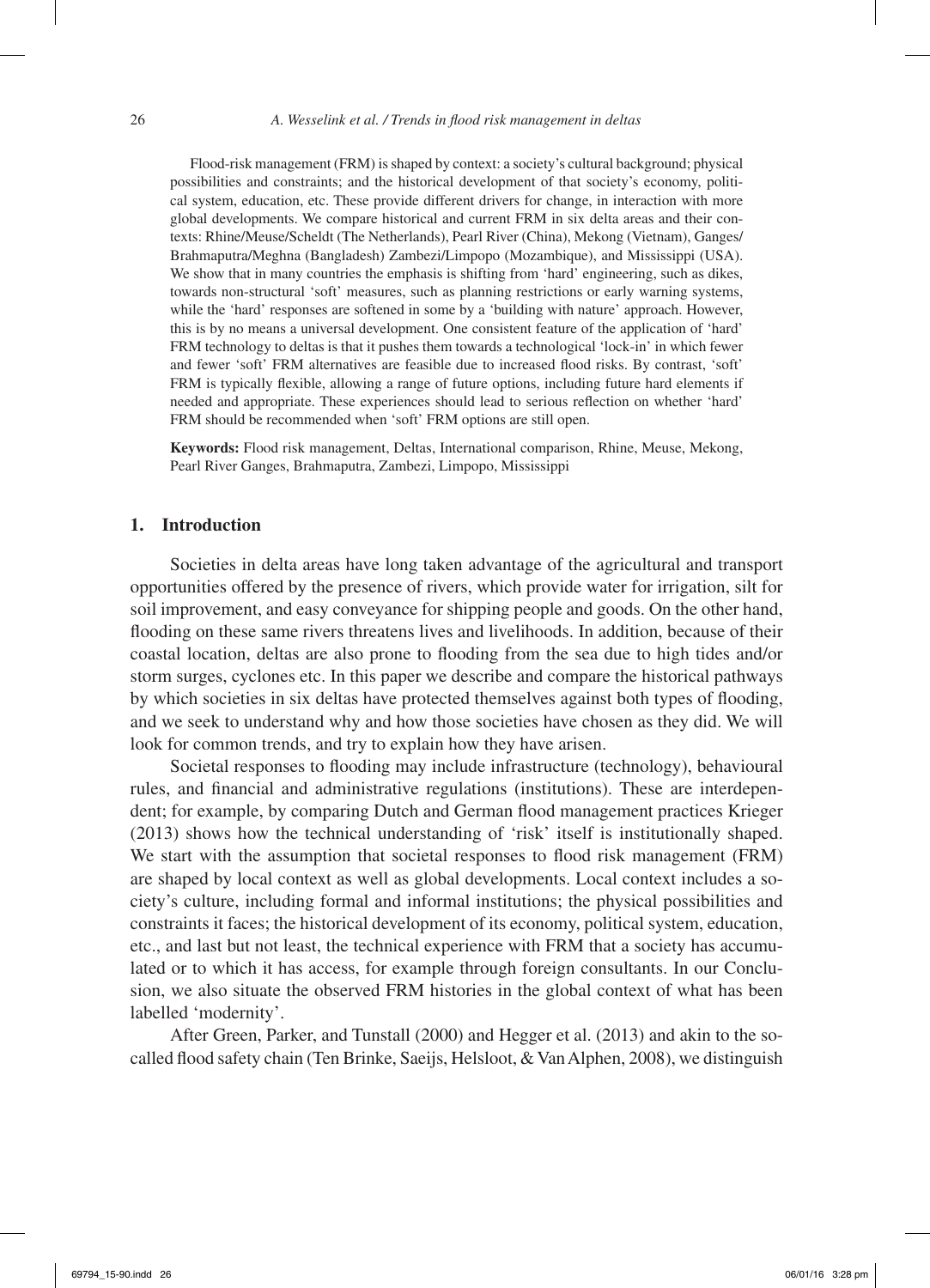Flood-risk management (FRM) is shaped by context: a society's cultural background; physical possibilities and constraints; and the historical development of that society's economy, political system, education, etc. These provide different drivers for change, in interaction with more global developments. We compare historical and current FRM in six delta areas and their contexts: Rhine/Meuse/Scheldt (The Netherlands), Pearl River (China), Mekong (Vietnam), Ganges/Brahmaputra/Meghna (Bangladesh) Zambezi/Limpopo (Mozambique), and Mississippi (USA). We show that in many countries the emphasis is shifting from 'hard' engineering, such as dikes, towards non-structural 'soft' measures, such as planning restrictions or early warning systems, while the 'hard' responses are softened in some by a 'building with nature' approach. However, this is by no means a universal development. One consistent feature of the application of 'hard' FRM technology to deltas is that it pushes them towards a technological 'lock-in' in which fewer and fewer 'soft' FRM alternatives are feasible due to increased flood risks. By contrast, 'soft' FRM is typically flexible, allowing a range of future options, including future hard elements if needed and appropriate. These experiences should lead to serious reflection on whether 'hard' FRM should be recommended when 'soft' FRM options are still open.

**Keywords:** Flood risk management, Deltas, International comparison, Rhine, Meuse, Mekong, Pearl River Ganges, Brahmaputra, Zambezi, Limpopo, Mississippi

## 1. Introduction

Societies in delta areas have long taken advantage of the agricultural and transport opportunities offered by the presence of rivers, which provide water for irrigation, silt for soil improvement, and easy conveyance for shipping people and goods. On the other hand, flooding on these same rivers threatens lives and livelihoods. In addition, because of their coastal location, deltas are also prone to flooding from the sea due to high tides and/or storm surges, cyclones etc. In this paper we describe and compare the historical pathways by which societies in six deltas have protected themselves against both types of flooding, and we seek to understand why and how those societies have chosen as they did. We will look for common trends, and try to explain how they have arisen.

Societal responses to flooding may include infrastructure (technology), behavioural rules, and financial and administrative regulations (institutions). These are interdependent; for example, by comparing Dutch and German flood management practices Krieger (2013) shows how the technical understanding of 'risk' itself is institutionally shaped. We start with the assumption that societal responses to flood risk management (FRM) are shaped by local context as well as global developments. Local context includes a society's culture, including formal and informal institutions; the physical possibilities and constraints it faces; the historical development of its economy, political system, education, etc., and last but not least, the technical experience with FRM that a society has accumulated or to which it has access, for example through foreign consultants. In our Conclusion, we also situate the observed FRM histories in the global context of what has been labelled 'modernity'.

After Green, Parker, and Tunstall (2000) and Hegger et al. (2013) and akin to the so-called flood safety chain (Ten Brinke, Saeijs, Helsloot, & Van Alphen, 2008), we distinguish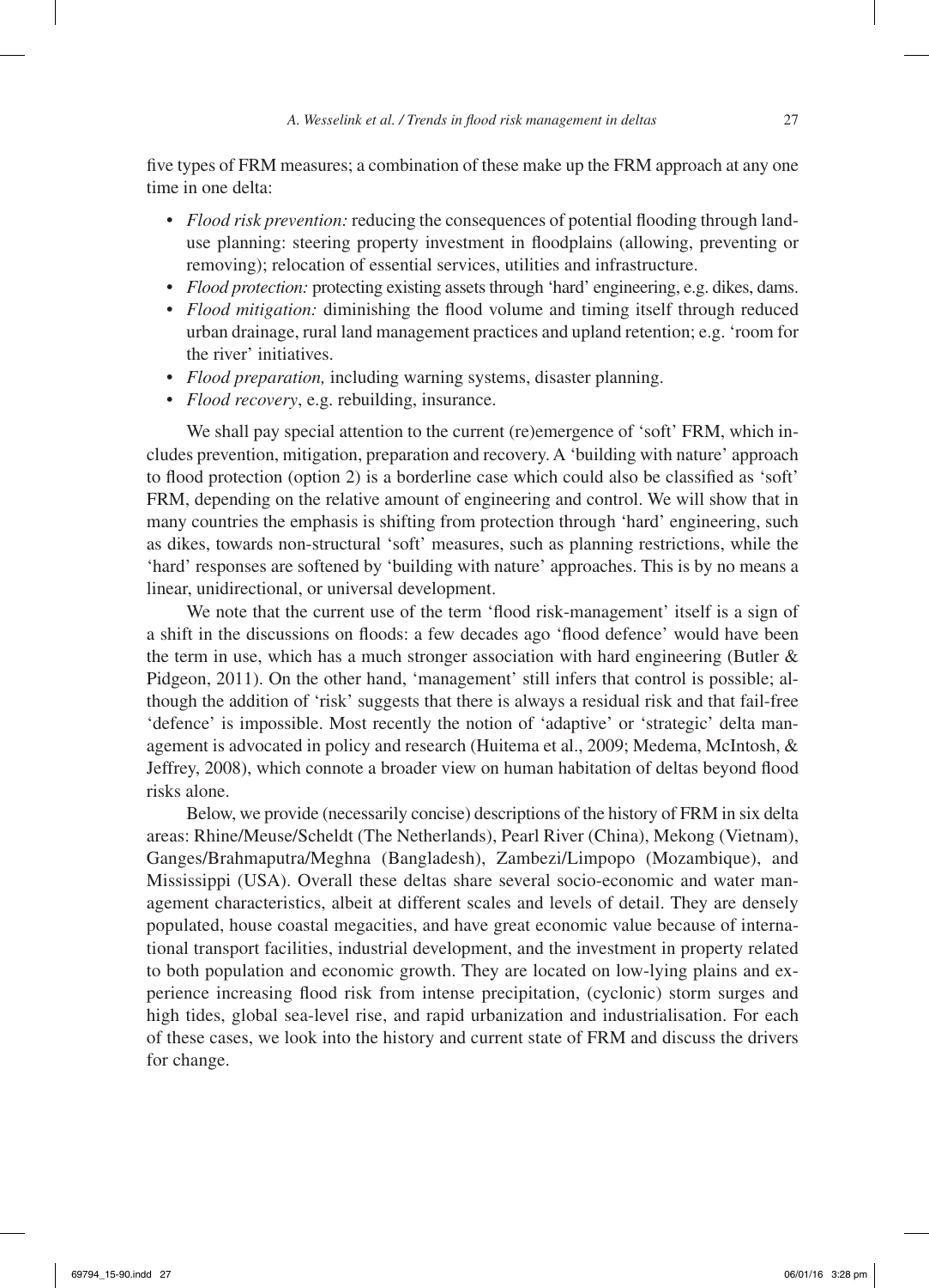five types of FRM measures; a combination of these make up the FRM approach at any one time in one delta:

- *Flood risk prevention:* reducing the consequences of potential flooding through land-use planning: steering property investment in floodplains (allowing, preventing or removing); relocation of essential services, utilities and infrastructure.
- *Flood protection:* protecting existing assets through 'hard' engineering, e.g. dikes, dams.
- *Flood mitigation:* diminishing the flood volume and timing itself through reduced urban drainage, rural land management practices and upland retention; e.g. 'room for the river' initiatives.
- *Flood preparation,* including warning systems, disaster planning.
- *Flood recovery*, e.g. rebuilding, insurance.

We shall pay special attention to the current (re)emergence of 'soft' FRM, which includes prevention, mitigation, preparation and recovery. A 'building with nature' approach to flood protection (option 2) is a borderline case which could also be classified as 'soft' FRM, depending on the relative amount of engineering and control. We will show that in many countries the emphasis is shifting from protection through 'hard' engineering, such as dikes, towards non-structural 'soft' measures, such as planning restrictions, while the 'hard' responses are softened by 'building with nature' approaches. This is by no means a linear, unidirectional, or universal development.

We note that the current use of the term 'flood risk-management' itself is a sign of a shift in the discussions on floods: a few decades ago 'flood defence' would have been the term in use, which has a much stronger association with hard engineering (Butler & Pidgeon, 2011). On the other hand, 'management' still infers that control is possible; although the addition of 'risk' suggests that there is always a residual risk and that fail-free 'defence' is impossible. Most recently the notion of 'adaptive' or 'strategic' delta management is advocated in policy and research (Huitema et al., 2009; Medema, McIntosh, & Jeffrey, 2008), which connote a broader view on human habitation of deltas beyond flood risks alone.

Below, we provide (necessarily concise) descriptions of the history of FRM in six delta areas: Rhine/Meuse/Scheldt (The Netherlands), Pearl River (China), Mekong (Vietnam), Ganges/Brahmaputra/Meghna (Bangladesh), Zambezi/Limpopo (Mozambique), and Mississippi (USA). Overall these deltas share several socio-economic and water management characteristics, albeit at different scales and levels of detail. They are densely populated, house coastal megacities, and have great economic value because of international transport facilities, industrial development, and the investment in property related to both population and economic growth. They are located on low-lying plains and experience increasing flood risk from intense precipitation, (cyclonic) storm surges and high tides, global sea-level rise, and rapid urbanization and industrialisation. For each of these cases, we look into the history and current state of FRM and discuss the drivers for change.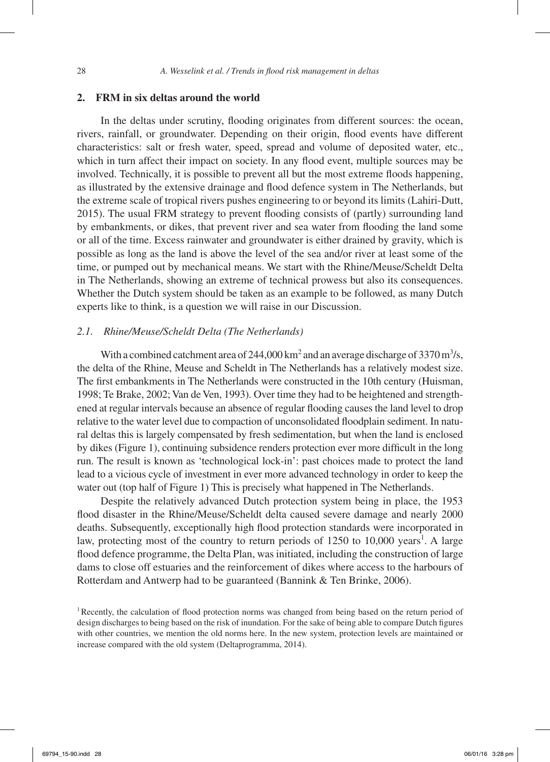## 2. FRM in six deltas around the world

In the deltas under scrutiny, flooding originates from different sources: the ocean, rivers, rainfall, or groundwater. Depending on their origin, flood events have different characteristics: salt or fresh water, speed, spread and volume of deposited water, etc., which in turn affect their impact on society. In any flood event, multiple sources may be involved. Technically, it is possible to prevent all but the most extreme floods happening, as illustrated by the extensive drainage and flood defence system in The Netherlands, but the extreme scale of tropical rivers pushes engineering to or beyond its limits (Lahiri-Dutt, 2015). The usual FRM strategy to prevent flooding consists of (partly) surrounding land by embankments, or dikes, that prevent river and sea water from flooding the land some or all of the time. Excess rainwater and groundwater is either drained by gravity, which is possible as long as the land is above the level of the sea and/or river at least some of the time, or pumped out by mechanical means. We start with the Rhine/Meuse/Scheldt Delta in The Netherlands, showing an extreme of technical prowess but also its consequences. Whether the Dutch system should be taken as an example to be followed, as many Dutch experts like to think, is a question we will raise in our Discussion.

### *2.1. Rhine/Meuse/Scheldt Delta (The Netherlands)*

With a combined catchment area of 244,000 km$^2$ and an average discharge of 3370 m$^3$/s, the delta of the Rhine, Meuse and Scheldt in The Netherlands has a relatively modest size. The first embankments in The Netherlands were constructed in the 10th century (Huisman, 1998; Te Brake, 2002; Van de Ven, 1993). Over time they had to be heightened and strengthened at regular intervals because an absence of regular flooding causes the land level to drop relative to the water level due to compaction of unconsolidated floodplain sediment. In natural deltas this is largely compensated by fresh sedimentation, but when the land is enclosed by dikes (Figure 1), continuing subsidence renders protection ever more difficult in the long run. The result is known as 'technological lock-in': past choices made to protect the land lead to a vicious cycle of investment in ever more advanced technology in order to keep the water out (top half of Figure 1) This is precisely what happened in The Netherlands.

Despite the relatively advanced Dutch protection system being in place, the 1953 flood disaster in the Rhine/Meuse/Scheldt delta caused severe damage and nearly 2000 deaths. Subsequently, exceptionally high flood protection standards were incorporated in law, protecting most of the country to return periods of 1250 to 10,000 years[1]. A large flood defence programme, the Delta Plan, was initiated, including the construction of large dams to close off estuaries and the reinforcement of dikes where access to the harbours of Rotterdam and Antwerp had to be guaranteed (Bannink & Ten Brinke, 2006).

[1] Recently, the calculation of flood protection norms was changed from being based on the return period of design discharges to being based on the risk of inundation. For the sake of being able to compare Dutch figures with other countries, we mention the old norms here. In the new system, protection levels are maintained or increase compared with the old system (Deltaprogramma, 2014).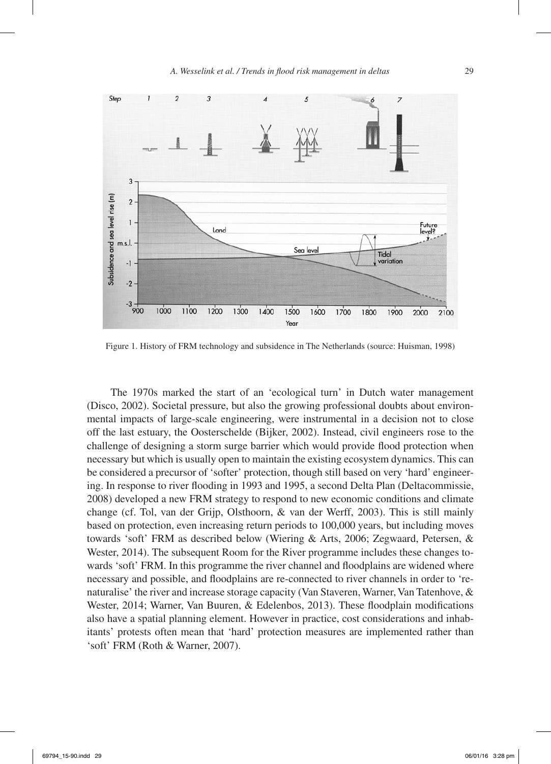Figure 1. History of FRM technology and subsidence in The Netherlands (source: Huisman, 1998)

The 1970s marked the start of an 'ecological turn' in Dutch water management (Disco, 2002). Societal pressure, but also the growing professional doubts about environmental impacts of large-scale engineering, were instrumental in a decision not to close off the last estuary, the Oosterschelde (Bijker, 2002). Instead, civil engineers rose to the challenge of designing a storm surge barrier which would provide flood protection when necessary but which is usually open to maintain the existing ecosystem dynamics. This can be considered a precursor of 'softer' protection, though still based on very 'hard' engineering. In response to river flooding in 1993 and 1995, a second Delta Plan (Deltacommissie, 2008) developed a new FRM strategy to respond to new economic conditions and climate change (cf. Tol, van der Grijp, Olsthoorn, & van der Werff, 2003). This is still mainly based on protection, even increasing return periods to 100,000 years, but including moves towards 'soft' FRM as described below (Wiering & Arts, 2006; Zegwaard, Petersen, & Wester, 2014). The subsequent Room for the River programme includes these changes towards 'soft' FRM. In this programme the river channel and floodplains are widened where necessary and possible, and floodplains are re-connected to river channels in order to 'renaturalise' the river and increase storage capacity (Van Staveren, Warner, Van Tatenhove, & Wester, 2014; Warner, Van Buuren, & Edelenbos, 2013). These floodplain modifications also have a spatial planning element. However in practice, cost considerations and inhabitants' protests often mean that 'hard' protection measures are implemented rather than 'soft' FRM (Roth & Warner, 2007).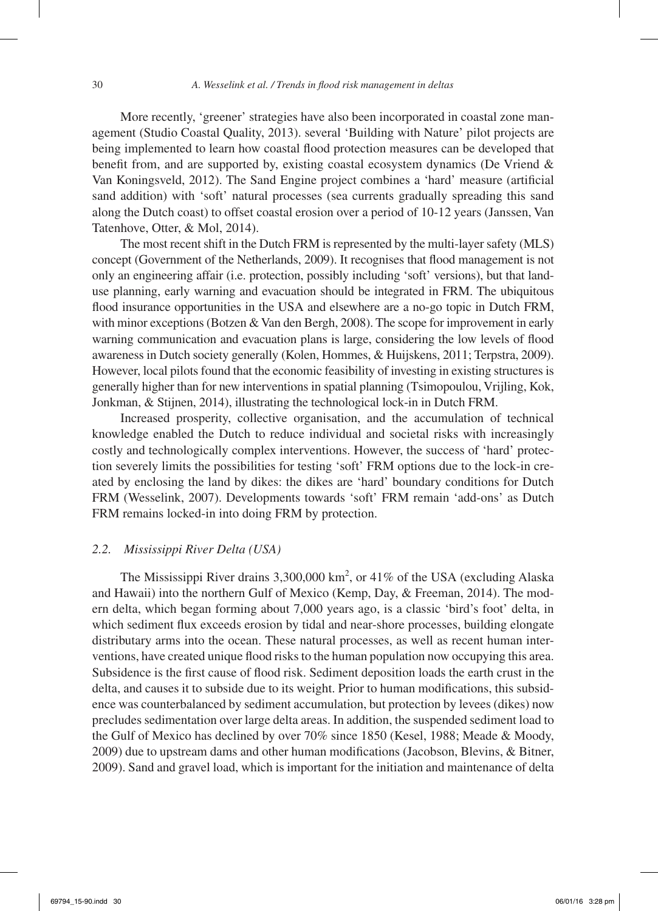More recently, 'greener' strategies have also been incorporated in coastal zone management (Studio Coastal Quality, 2013). several 'Building with Nature' pilot projects are being implemented to learn how coastal flood protection measures can be developed that benefit from, and are supported by, existing coastal ecosystem dynamics (De Vriend & Van Koningsveld, 2012). The Sand Engine project combines a 'hard' measure (artificial sand addition) with 'soft' natural processes (sea currents gradually spreading this sand along the Dutch coast) to offset coastal erosion over a period of 10-12 years (Janssen, Van Tatenhove, Otter, & Mol, 2014).

The most recent shift in the Dutch FRM is represented by the multi-layer safety (MLS) concept (Government of the Netherlands, 2009). It recognises that flood management is not only an engineering affair (i.e. protection, possibly including 'soft' versions), but that land-use planning, early warning and evacuation should be integrated in FRM. The ubiquitous flood insurance opportunities in the USA and elsewhere are a no-go topic in Dutch FRM, with minor exceptions (Botzen & Van den Bergh, 2008). The scope for improvement in early warning communication and evacuation plans is large, considering the low levels of flood awareness in Dutch society generally (Kolen, Hommes, & Huijskens, 2011; Terpstra, 2009). However, local pilots found that the economic feasibility of investing in existing structures is generally higher than for new interventions in spatial planning (Tsimopoulou, Vrijling, Kok, Jonkman, & Stijnen, 2014), illustrating the technological lock-in in Dutch FRM.

Increased prosperity, collective organisation, and the accumulation of technical knowledge enabled the Dutch to reduce individual and societal risks with increasingly costly and technologically complex interventions. However, the success of 'hard' protection severely limits the possibilities for testing 'soft' FRM options due to the lock-in created by enclosing the land by dikes: the dikes are 'hard' boundary conditions for Dutch FRM (Wesselink, 2007). Developments towards 'soft' FRM remain 'add-ons' as Dutch FRM remains locked-in into doing FRM by protection.

### *2.2. Mississippi River Delta (USA)*

The Mississippi River drains 3,300,000 km$^2$, or 41% of the USA (excluding Alaska and Hawaii) into the northern Gulf of Mexico (Kemp, Day, & Freeman, 2014). The modern delta, which began forming about 7,000 years ago, is a classic 'bird's foot' delta, in which sediment flux exceeds erosion by tidal and near-shore processes, building elongate distributary arms into the ocean. These natural processes, as well as recent human interventions, have created unique flood risks to the human population now occupying this area. Subsidence is the first cause of flood risk. Sediment deposition loads the earth crust in the delta, and causes it to subside due to its weight. Prior to human modifications, this subsidence was counterbalanced by sediment accumulation, but protection by levees (dikes) now precludes sedimentation over large delta areas. In addition, the suspended sediment load to the Gulf of Mexico has declined by over 70% since 1850 (Kesel, 1988; Meade & Moody, 2009) due to upstream dams and other human modifications (Jacobson, Blevins, & Bitner, 2009). Sand and gravel load, which is important for the initiation and maintenance of delta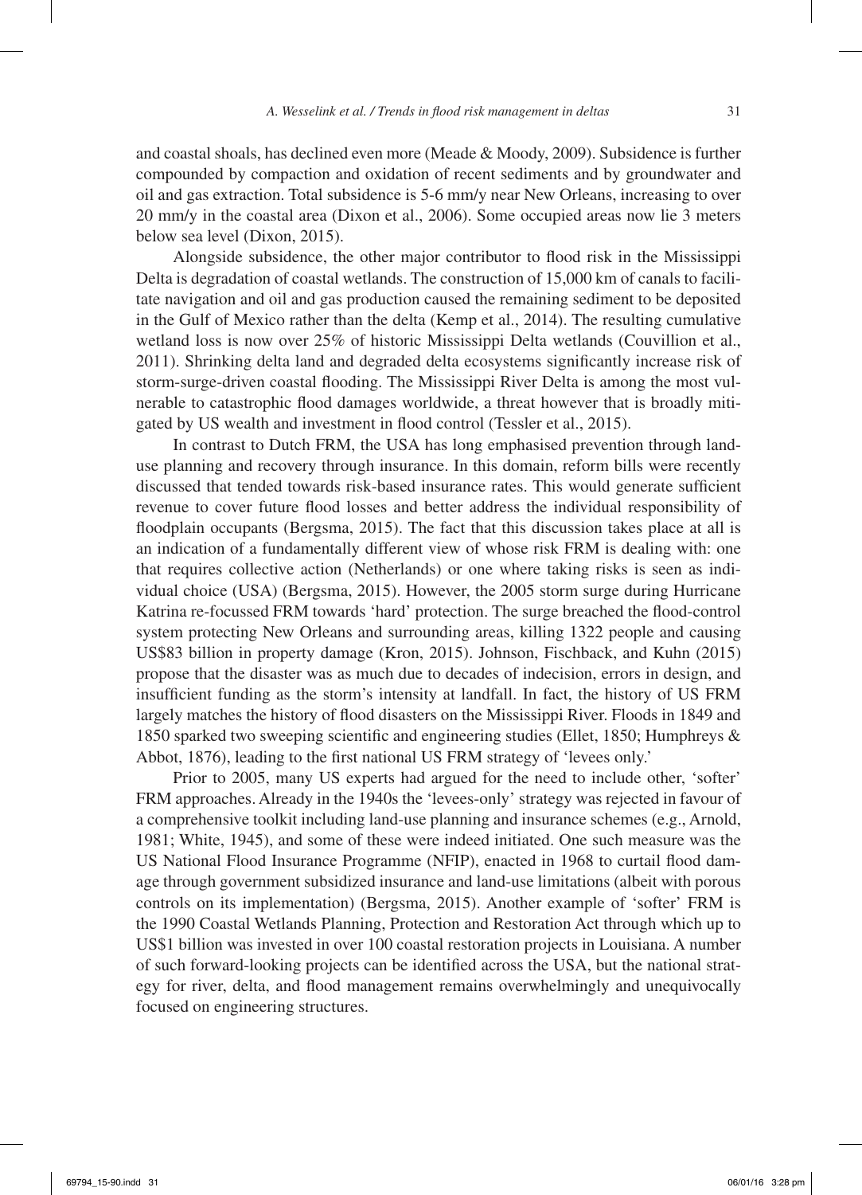and coastal shoals, has declined even more (Meade & Moody, 2009). Subsidence is further compounded by compaction and oxidation of recent sediments and by groundwater and oil and gas extraction. Total subsidence is 5-6 mm/y near New Orleans, increasing to over 20 mm/y in the coastal area (Dixon et al., 2006). Some occupied areas now lie 3 meters below sea level (Dixon, 2015).

Alongside subsidence, the other major contributor to flood risk in the Mississippi Delta is degradation of coastal wetlands. The construction of 15,000 km of canals to facilitate navigation and oil and gas production caused the remaining sediment to be deposited in the Gulf of Mexico rather than the delta (Kemp et al., 2014). The resulting cumulative wetland loss is now over 25% of historic Mississippi Delta wetlands (Couvillion et al., 2011). Shrinking delta land and degraded delta ecosystems significantly increase risk of storm-surge-driven coastal flooding. The Mississippi River Delta is among the most vulnerable to catastrophic flood damages worldwide, a threat however that is broadly mitigated by US wealth and investment in flood control (Tessler et al., 2015).

In contrast to Dutch FRM, the USA has long emphasised prevention through land-use planning and recovery through insurance. In this domain, reform bills were recently discussed that tended towards risk-based insurance rates. This would generate sufficient revenue to cover future flood losses and better address the individual responsibility of floodplain occupants (Bergsma, 2015). The fact that this discussion takes place at all is an indication of a fundamentally different view of whose risk FRM is dealing with: one that requires collective action (Netherlands) or one where taking risks is seen as individual choice (USA) (Bergsma, 2015). However, the 2005 storm surge during Hurricane Katrina re-focussed FRM towards 'hard' protection. The surge breached the flood-control system protecting New Orleans and surrounding areas, killing 1322 people and causing US$83 billion in property damage (Kron, 2015). Johnson, Fischback, and Kuhn (2015) propose that the disaster was as much due to decades of indecision, errors in design, and insufficient funding as the storm's intensity at landfall. In fact, the history of US FRM largely matches the history of flood disasters on the Mississippi River. Floods in 1849 and 1850 sparked two sweeping scientific and engineering studies (Ellet, 1850; Humphreys & Abbot, 1876), leading to the first national US FRM strategy of 'levees only.'

Prior to 2005, many US experts had argued for the need to include other, 'softer' FRM approaches. Already in the 1940s the 'levees-only' strategy was rejected in favour of a comprehensive toolkit including land-use planning and insurance schemes (e.g., Arnold, 1981; White, 1945), and some of these were indeed initiated. One such measure was the US National Flood Insurance Programme (NFIP), enacted in 1968 to curtail flood damage through government subsidized insurance and land-use limitations (albeit with porous controls on its implementation) (Bergsma, 2015). Another example of 'softer' FRM is the 1990 Coastal Wetlands Planning, Protection and Restoration Act through which up to US$1 billion was invested in over 100 coastal restoration projects in Louisiana. A number of such forward-looking projects can be identified across the USA, but the national strategy for river, delta, and flood management remains overwhelmingly and unequivocally focused on engineering structures.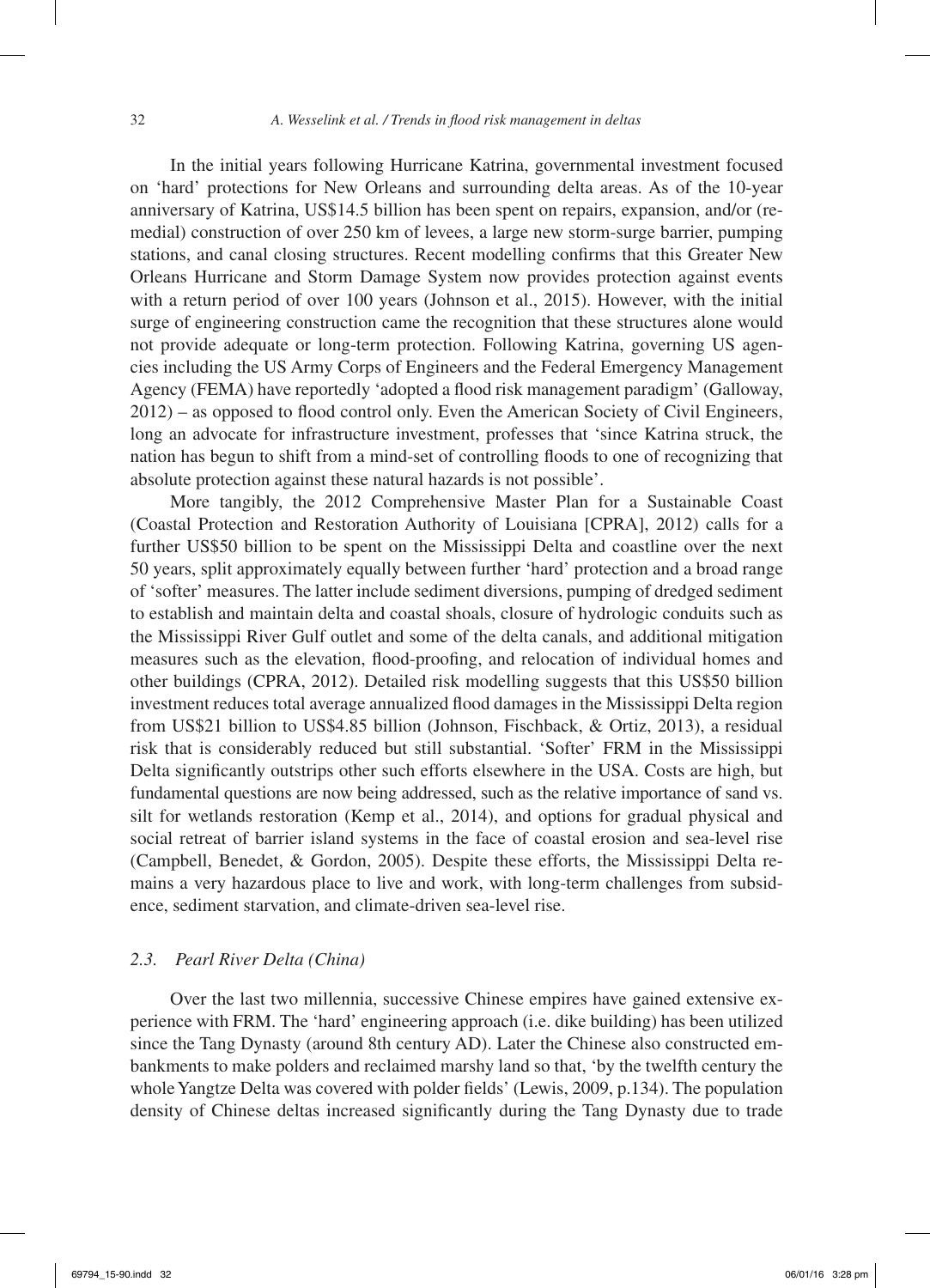In the initial years following Hurricane Katrina, governmental investment focused on 'hard' protections for New Orleans and surrounding delta areas. As of the 10-year anniversary of Katrina, US$14.5 billion has been spent on repairs, expansion, and/or (remedial) construction of over 250 km of levees, a large new storm-surge barrier, pumping stations, and canal closing structures. Recent modelling confirms that this Greater New Orleans Hurricane and Storm Damage System now provides protection against events with a return period of over 100 years (Johnson et al., 2015). However, with the initial surge of engineering construction came the recognition that these structures alone would not provide adequate or long-term protection. Following Katrina, governing US agencies including the US Army Corps of Engineers and the Federal Emergency Management Agency (FEMA) have reportedly 'adopted a flood risk management paradigm' (Galloway, 2012) – as opposed to flood control only. Even the American Society of Civil Engineers, long an advocate for infrastructure investment, professes that 'since Katrina struck, the nation has begun to shift from a mind-set of controlling floods to one of recognizing that absolute protection against these natural hazards is not possible'.

More tangibly, the 2012 Comprehensive Master Plan for a Sustainable Coast (Coastal Protection and Restoration Authority of Louisiana [CPRA], 2012) calls for a further US$50 billion to be spent on the Mississippi Delta and coastline over the next 50 years, split approximately equally between further 'hard' protection and a broad range of 'softer' measures. The latter include sediment diversions, pumping of dredged sediment to establish and maintain delta and coastal shoals, closure of hydrologic conduits such as the Mississippi River Gulf outlet and some of the delta canals, and additional mitigation measures such as the elevation, flood-proofing, and relocation of individual homes and other buildings (CPRA, 2012). Detailed risk modelling suggests that this US$50 billion investment reduces total average annualized flood damages in the Mississippi Delta region from US$21 billion to US$4.85 billion (Johnson, Fischback, & Ortiz, 2013), a residual risk that is considerably reduced but still substantial. 'Softer' FRM in the Mississippi Delta significantly outstrips other such efforts elsewhere in the USA. Costs are high, but fundamental questions are now being addressed, such as the relative importance of sand vs. silt for wetlands restoration (Kemp et al., 2014), and options for gradual physical and social retreat of barrier island systems in the face of coastal erosion and sea-level rise (Campbell, Benedet, & Gordon, 2005). Despite these efforts, the Mississippi Delta remains a very hazardous place to live and work, with long-term challenges from subsidence, sediment starvation, and climate-driven sea-level rise.

### *2.3. Pearl River Delta (China)*

Over the last two millennia, successive Chinese empires have gained extensive experience with FRM. The 'hard' engineering approach (i.e. dike building) has been utilized since the Tang Dynasty (around 8th century AD). Later the Chinese also constructed embankments to make polders and reclaimed marshy land so that, 'by the twelfth century the whole Yangtze Delta was covered with polder fields' (Lewis, 2009, p.134). The population density of Chinese deltas increased significantly during the Tang Dynasty due to trade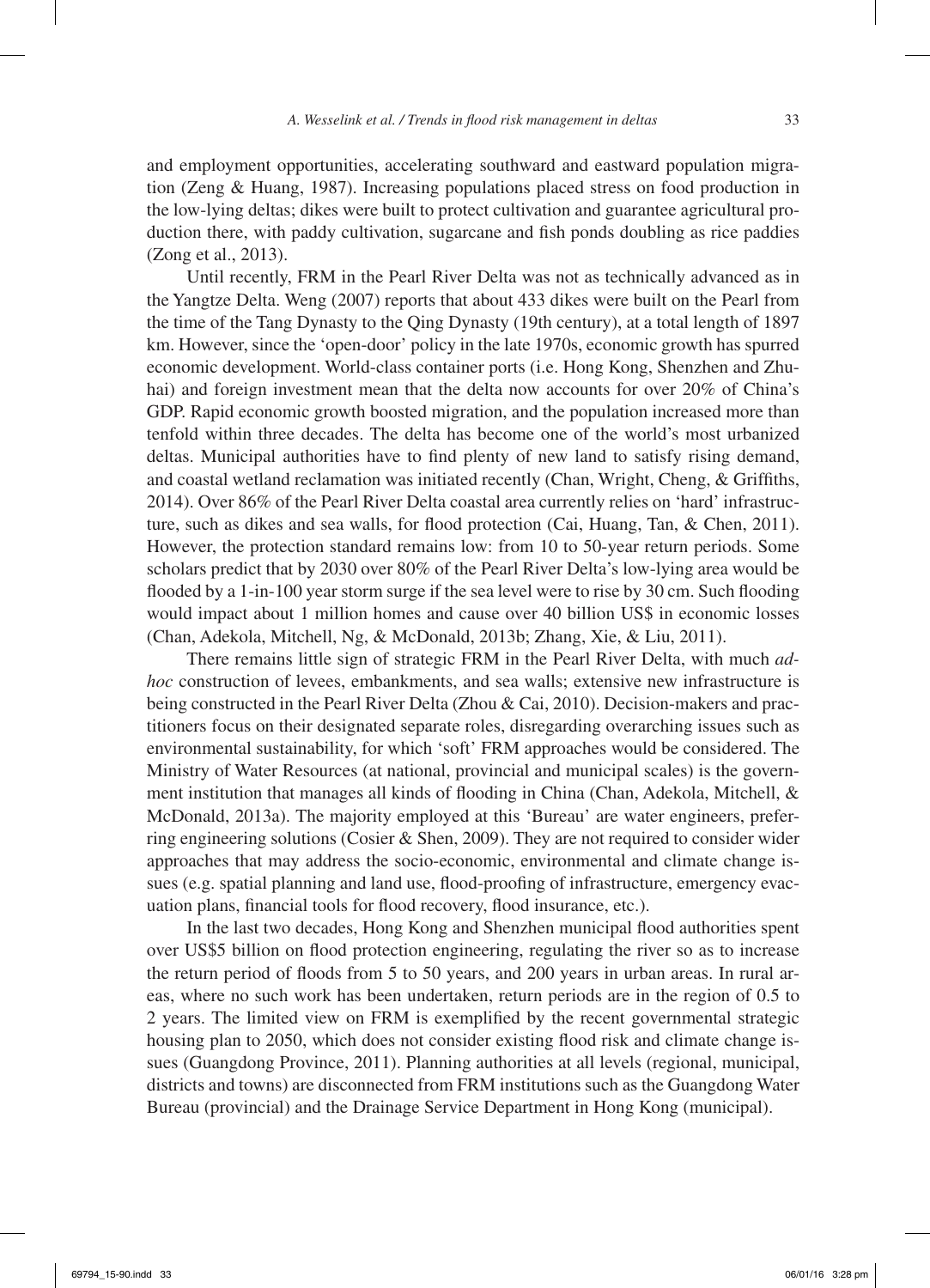and employment opportunities, accelerating southward and eastward population migration (Zeng & Huang, 1987). Increasing populations placed stress on food production in the low-lying deltas; dikes were built to protect cultivation and guarantee agricultural production there, with paddy cultivation, sugarcane and fish ponds doubling as rice paddies (Zong et al., 2013).

Until recently, FRM in the Pearl River Delta was not as technically advanced as in the Yangtze Delta. Weng (2007) reports that about 433 dikes were built on the Pearl from the time of the Tang Dynasty to the Qing Dynasty (19th century), at a total length of 1897 km. However, since the 'open-door' policy in the late 1970s, economic growth has spurred economic development. World-class container ports (i.e. Hong Kong, Shenzhen and Zhuhai) and foreign investment mean that the delta now accounts for over 20% of China's GDP. Rapid economic growth boosted migration, and the population increased more than tenfold within three decades. The delta has become one of the world's most urbanized deltas. Municipal authorities have to find plenty of new land to satisfy rising demand, and coastal wetland reclamation was initiated recently (Chan, Wright, Cheng, & Griffiths, 2014). Over 86% of the Pearl River Delta coastal area currently relies on 'hard' infrastructure, such as dikes and sea walls, for flood protection (Cai, Huang, Tan, & Chen, 2011). However, the protection standard remains low: from 10 to 50-year return periods. Some scholars predict that by 2030 over 80% of the Pearl River Delta's low-lying area would be flooded by a 1-in-100 year storm surge if the sea level were to rise by 30 cm. Such flooding would impact about 1 million homes and cause over 40 billion US$ in economic losses (Chan, Adekola, Mitchell, Ng, & McDonald, 2013b; Zhang, Xie, & Liu, 2011).

There remains little sign of strategic FRM in the Pearl River Delta, with much *ad-hoc* construction of levees, embankments, and sea walls; extensive new infrastructure is being constructed in the Pearl River Delta (Zhou & Cai, 2010). Decision-makers and practitioners focus on their designated separate roles, disregarding overarching issues such as environmental sustainability, for which 'soft' FRM approaches would be considered. The Ministry of Water Resources (at national, provincial and municipal scales) is the government institution that manages all kinds of flooding in China (Chan, Adekola, Mitchell, & McDonald, 2013a). The majority employed at this 'Bureau' are water engineers, preferring engineering solutions (Cosier & Shen, 2009). They are not required to consider wider approaches that may address the socio-economic, environmental and climate change issues (e.g. spatial planning and land use, flood-proofing of infrastructure, emergency evacuation plans, financial tools for flood recovery, flood insurance, etc.).

In the last two decades, Hong Kong and Shenzhen municipal flood authorities spent over US$5 billion on flood protection engineering, regulating the river so as to increase the return period of floods from 5 to 50 years, and 200 years in urban areas. In rural areas, where no such work has been undertaken, return periods are in the region of 0.5 to 2 years. The limited view on FRM is exemplified by the recent governmental strategic housing plan to 2050, which does not consider existing flood risk and climate change issues (Guangdong Province, 2011). Planning authorities at all levels (regional, municipal, districts and towns) are disconnected from FRM institutions such as the Guangdong Water Bureau (provincial) and the Drainage Service Department in Hong Kong (municipal).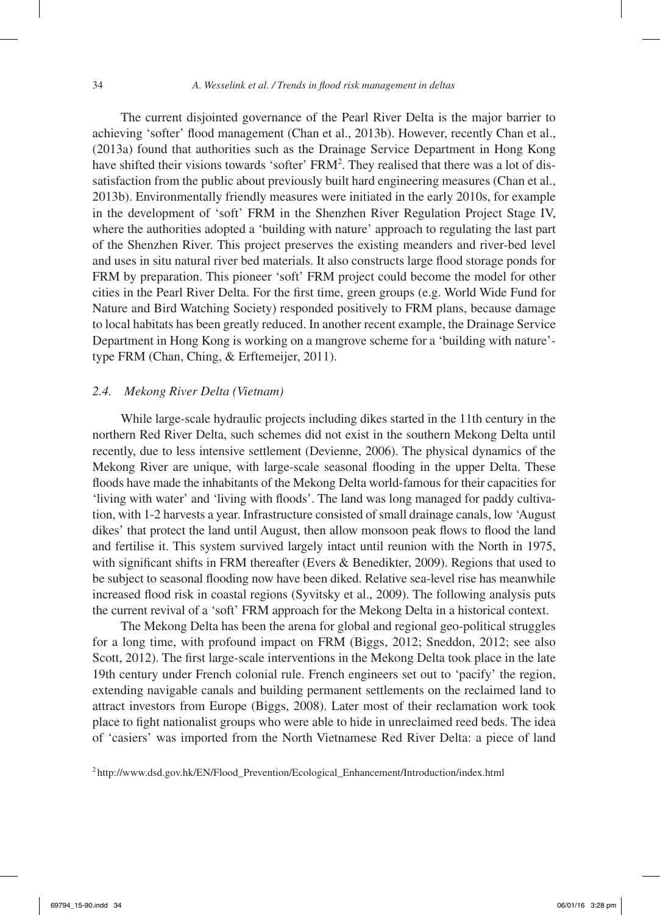The current disjointed governance of the Pearl River Delta is the major barrier to achieving 'softer' flood management (Chan et al., 2013b). However, recently Chan et al., (2013a) found that authorities such as the Drainage Service Department in Hong Kong have shifted their visions towards 'softer' FRM[2]. They realised that there was a lot of dissatisfaction from the public about previously built hard engineering measures (Chan et al., 2013b). Environmentally friendly measures were initiated in the early 2010s, for example in the development of 'soft' FRM in the Shenzhen River Regulation Project Stage IV, where the authorities adopted a 'building with nature' approach to regulating the last part of the Shenzhen River. This project preserves the existing meanders and river-bed level and uses in situ natural river bed materials. It also constructs large flood storage ponds for FRM by preparation. This pioneer 'soft' FRM project could become the model for other cities in the Pearl River Delta. For the first time, green groups (e.g. World Wide Fund for Nature and Bird Watching Society) responded positively to FRM plans, because damage to local habitats has been greatly reduced. In another recent example, the Drainage Service Department in Hong Kong is working on a mangrove scheme for a 'building with nature'-type FRM (Chan, Ching, & Erftemeijer, 2011).

### *2.4. Mekong River Delta (Vietnam)*

While large-scale hydraulic projects including dikes started in the 11th century in the northern Red River Delta, such schemes did not exist in the southern Mekong Delta until recently, due to less intensive settlement (Devienne, 2006). The physical dynamics of the Mekong River are unique, with large-scale seasonal flooding in the upper Delta. These floods have made the inhabitants of the Mekong Delta world-famous for their capacities for 'living with water' and 'living with floods'. The land was long managed for paddy cultivation, with 1-2 harvests a year. Infrastructure consisted of small drainage canals, low 'August dikes' that protect the land until August, then allow monsoon peak flows to flood the land and fertilise it. This system survived largely intact until reunion with the North in 1975, with significant shifts in FRM thereafter (Evers & Benedikter, 2009). Regions that used to be subject to seasonal flooding now have been diked. Relative sea-level rise has meanwhile increased flood risk in coastal regions (Syvitsky et al., 2009). The following analysis puts the current revival of a 'soft' FRM approach for the Mekong Delta in a historical context.

The Mekong Delta has been the arena for global and regional geo-political struggles for a long time, with profound impact on FRM (Biggs, 2012; Sneddon, 2012; see also Scott, 2012). The first large-scale interventions in the Mekong Delta took place in the late 19th century under French colonial rule. French engineers set out to 'pacify' the region, extending navigable canals and building permanent settlements on the reclaimed land to attract investors from Europe (Biggs, 2008). Later most of their reclamation work took place to fight nationalist groups who were able to hide in unreclaimed reed beds. The idea of 'casiers' was imported from the North Vietnamese Red River Delta: a piece of land

[2] http://www.dsd.gov.hk/EN/Flood_Prevention/Ecological_Enhancement/Introduction/index.html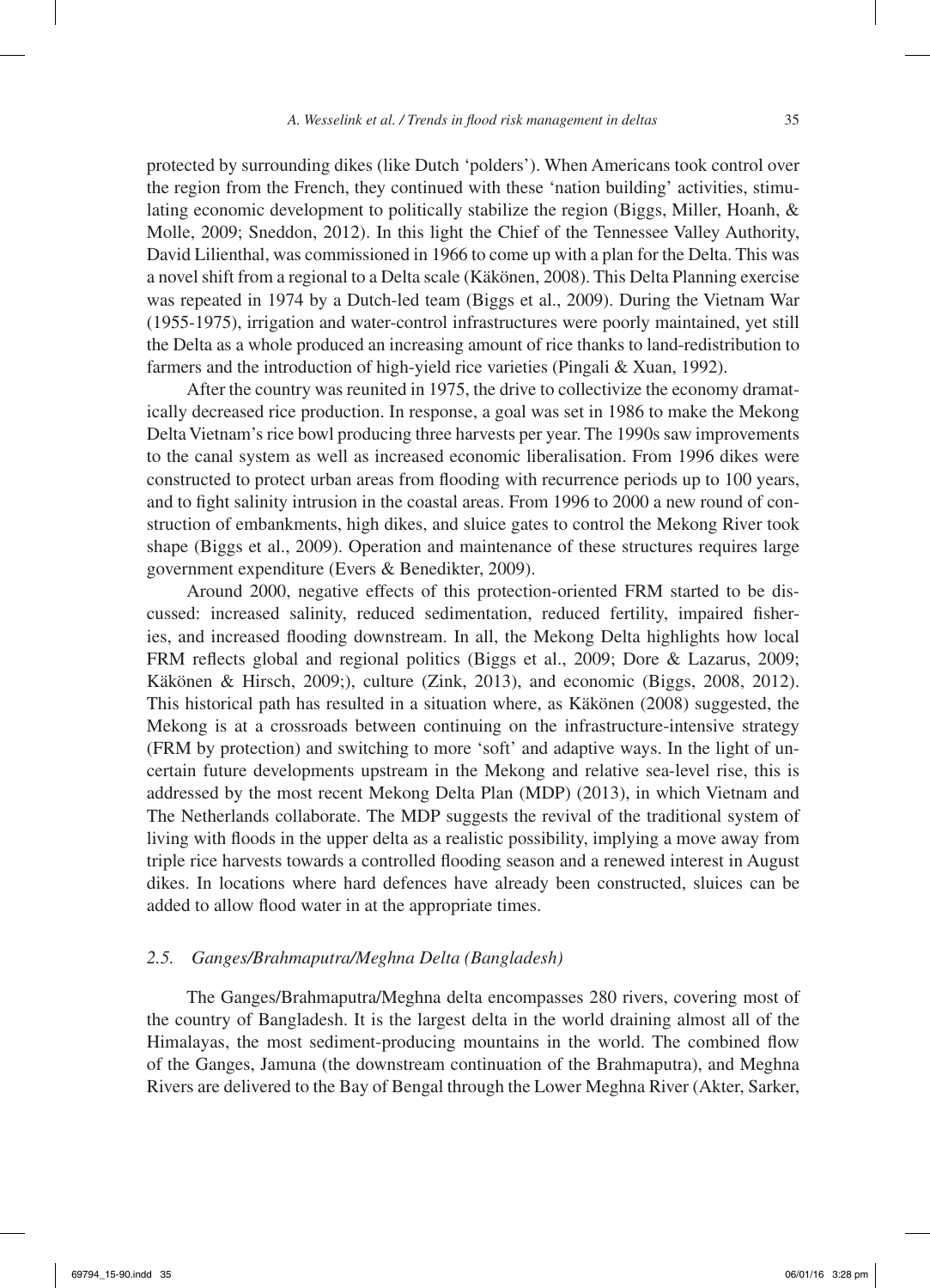protected by surrounding dikes (like Dutch 'polders'). When Americans took control over the region from the French, they continued with these 'nation building' activities, stimulating economic development to politically stabilize the region (Biggs, Miller, Hoanh, & Molle, 2009; Sneddon, 2012). In this light the Chief of the Tennessee Valley Authority, David Lilienthal, was commissioned in 1966 to come up with a plan for the Delta. This was a novel shift from a regional to a Delta scale (Käkönen, 2008). This Delta Planning exercise was repeated in 1974 by a Dutch-led team (Biggs et al., 2009). During the Vietnam War (1955-1975), irrigation and water-control infrastructures were poorly maintained, yet still the Delta as a whole produced an increasing amount of rice thanks to land-redistribution to farmers and the introduction of high-yield rice varieties (Pingali & Xuan, 1992).

After the country was reunited in 1975, the drive to collectivize the economy dramatically decreased rice production. In response, a goal was set in 1986 to make the Mekong Delta Vietnam's rice bowl producing three harvests per year. The 1990s saw improvements to the canal system as well as increased economic liberalisation. From 1996 dikes were constructed to protect urban areas from flooding with recurrence periods up to 100 years, and to fight salinity intrusion in the coastal areas. From 1996 to 2000 a new round of construction of embankments, high dikes, and sluice gates to control the Mekong River took shape (Biggs et al., 2009). Operation and maintenance of these structures requires large government expenditure (Evers & Benedikter, 2009).

Around 2000, negative effects of this protection-oriented FRM started to be discussed: increased salinity, reduced sedimentation, reduced fertility, impaired fisheries, and increased flooding downstream. In all, the Mekong Delta highlights how local FRM reflects global and regional politics (Biggs et al., 2009; Dore & Lazarus, 2009; Käkönen & Hirsch, 2009;), culture (Zink, 2013), and economic (Biggs, 2008, 2012). This historical path has resulted in a situation where, as Käkönen (2008) suggested, the Mekong is at a crossroads between continuing on the infrastructure-intensive strategy (FRM by protection) and switching to more 'soft' and adaptive ways. In the light of uncertain future developments upstream in the Mekong and relative sea-level rise, this is addressed by the most recent Mekong Delta Plan (MDP) (2013), in which Vietnam and The Netherlands collaborate. The MDP suggests the revival of the traditional system of living with floods in the upper delta as a realistic possibility, implying a move away from triple rice harvests towards a controlled flooding season and a renewed interest in August dikes. In locations where hard defences have already been constructed, sluices can be added to allow flood water in at the appropriate times.

### *2.5. Ganges/Brahmaputra/Meghna Delta (Bangladesh)*

The Ganges/Brahmaputra/Meghna delta encompasses 280 rivers, covering most of the country of Bangladesh. It is the largest delta in the world draining almost all of the Himalayas, the most sediment-producing mountains in the world. The combined flow of the Ganges, Jamuna (the downstream continuation of the Brahmaputra), and Meghna Rivers are delivered to the Bay of Bengal through the Lower Meghna River (Akter, Sarker,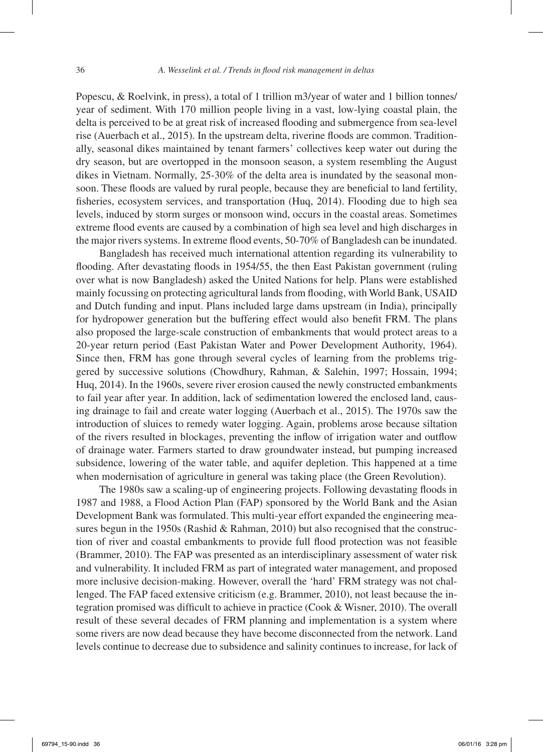Popescu, & Roelvink, in press), a total of 1 trillion m3/year of water and 1 billion tonnes/year of sediment. With 170 million people living in a vast, low-lying coastal plain, the delta is perceived to be at great risk of increased flooding and submergence from sea-level rise (Auerbach et al., 2015). In the upstream delta, riverine floods are common. Traditionally, seasonal dikes maintained by tenant farmers' collectives keep water out during the dry season, but are overtopped in the monsoon season, a system resembling the August dikes in Vietnam. Normally, 25-30% of the delta area is inundated by the seasonal monsoon. These floods are valued by rural people, because they are beneficial to land fertility, fisheries, ecosystem services, and transportation (Huq, 2014). Flooding due to high sea levels, induced by storm surges or monsoon wind, occurs in the coastal areas. Sometimes extreme flood events are caused by a combination of high sea level and high discharges in the major rivers systems. In extreme flood events, 50-70% of Bangladesh can be inundated.

Bangladesh has received much international attention regarding its vulnerability to flooding. After devastating floods in 1954/55, the then East Pakistan government (ruling over what is now Bangladesh) asked the United Nations for help. Plans were established mainly focussing on protecting agricultural lands from flooding, with World Bank, USAID and Dutch funding and input. Plans included large dams upstream (in India), principally for hydropower generation but the buffering effect would also benefit FRM. The plans also proposed the large-scale construction of embankments that would protect areas to a 20-year return period (East Pakistan Water and Power Development Authority, 1964). Since then, FRM has gone through several cycles of learning from the problems triggered by successive solutions (Chowdhury, Rahman, & Salehin, 1997; Hossain, 1994; Huq, 2014). In the 1960s, severe river erosion caused the newly constructed embankments to fail year after year. In addition, lack of sedimentation lowered the enclosed land, causing drainage to fail and create water logging (Auerbach et al., 2015). The 1970s saw the introduction of sluices to remedy water logging. Again, problems arose because siltation of the rivers resulted in blockages, preventing the inflow of irrigation water and outflow of drainage water. Farmers started to draw groundwater instead, but pumping increased subsidence, lowering of the water table, and aquifer depletion. This happened at a time when modernisation of agriculture in general was taking place (the Green Revolution).

The 1980s saw a scaling-up of engineering projects. Following devastating floods in 1987 and 1988, a Flood Action Plan (FAP) sponsored by the World Bank and the Asian Development Bank was formulated. This multi-year effort expanded the engineering measures begun in the 1950s (Rashid & Rahman, 2010) but also recognised that the construction of river and coastal embankments to provide full flood protection was not feasible (Brammer, 2010). The FAP was presented as an interdisciplinary assessment of water risk and vulnerability. It included FRM as part of integrated water management, and proposed more inclusive decision-making. However, overall the 'hard' FRM strategy was not challenged. The FAP faced extensive criticism (e.g. Brammer, 2010), not least because the integration promised was difficult to achieve in practice (Cook & Wisner, 2010). The overall result of these several decades of FRM planning and implementation is a system where some rivers are now dead because they have become disconnected from the network. Land levels continue to decrease due to subsidence and salinity continues to increase, for lack of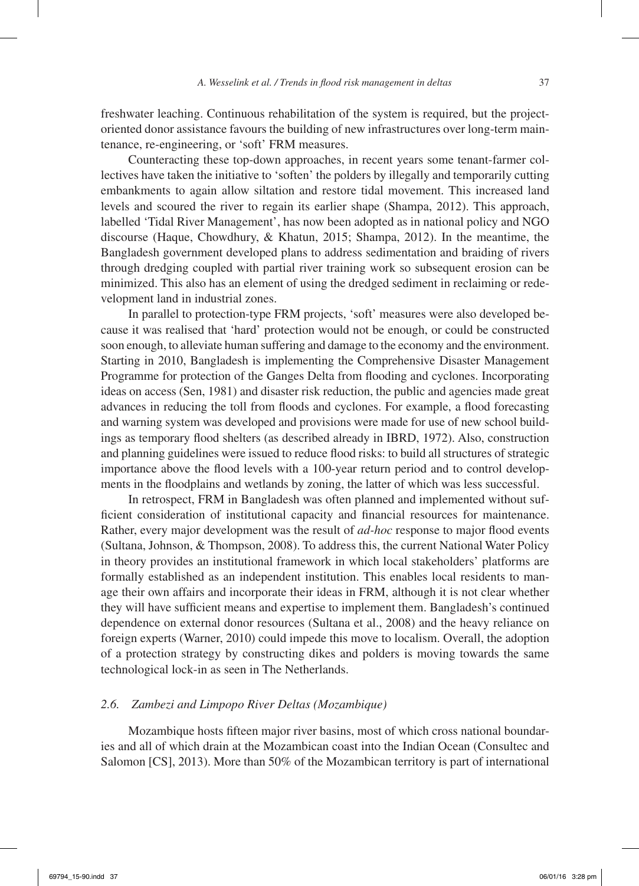freshwater leaching. Continuous rehabilitation of the system is required, but the project-oriented donor assistance favours the building of new infrastructures over long-term maintenance, re-engineering, or 'soft' FRM measures.

Counteracting these top-down approaches, in recent years some tenant-farmer collectives have taken the initiative to 'soften' the polders by illegally and temporarily cutting embankments to again allow siltation and restore tidal movement. This increased land levels and scoured the river to regain its earlier shape (Shampa, 2012). This approach, labelled 'Tidal River Management', has now been adopted as in national policy and NGO discourse (Haque, Chowdhury, & Khatun, 2015; Shampa, 2012). In the meantime, the Bangladesh government developed plans to address sedimentation and braiding of rivers through dredging coupled with partial river training work so subsequent erosion can be minimized. This also has an element of using the dredged sediment in reclaiming or redevelopment land in industrial zones.

In parallel to protection-type FRM projects, 'soft' measures were also developed because it was realised that 'hard' protection would not be enough, or could be constructed soon enough, to alleviate human suffering and damage to the economy and the environment. Starting in 2010, Bangladesh is implementing the Comprehensive Disaster Management Programme for protection of the Ganges Delta from flooding and cyclones. Incorporating ideas on access (Sen, 1981) and disaster risk reduction, the public and agencies made great advances in reducing the toll from floods and cyclones. For example, a flood forecasting and warning system was developed and provisions were made for use of new school buildings as temporary flood shelters (as described already in IBRD, 1972). Also, construction and planning guidelines were issued to reduce flood risks: to build all structures of strategic importance above the flood levels with a 100-year return period and to control developments in the floodplains and wetlands by zoning, the latter of which was less successful.

In retrospect, FRM in Bangladesh was often planned and implemented without sufficient consideration of institutional capacity and financial resources for maintenance. Rather, every major development was the result of *ad-hoc* response to major flood events (Sultana, Johnson, & Thompson, 2008). To address this, the current National Water Policy in theory provides an institutional framework in which local stakeholders' platforms are formally established as an independent institution. This enables local residents to manage their own affairs and incorporate their ideas in FRM, although it is not clear whether they will have sufficient means and expertise to implement them. Bangladesh's continued dependence on external donor resources (Sultana et al., 2008) and the heavy reliance on foreign experts (Warner, 2010) could impede this move to localism. Overall, the adoption of a protection strategy by constructing dikes and polders is moving towards the same technological lock-in as seen in The Netherlands.

### *2.6. Zambezi and Limpopo River Deltas (Mozambique)*

Mozambique hosts fifteen major river basins, most of which cross national boundaries and all of which drain at the Mozambican coast into the Indian Ocean (Consultec and Salomon [CS], 2013). More than 50% of the Mozambican territory is part of international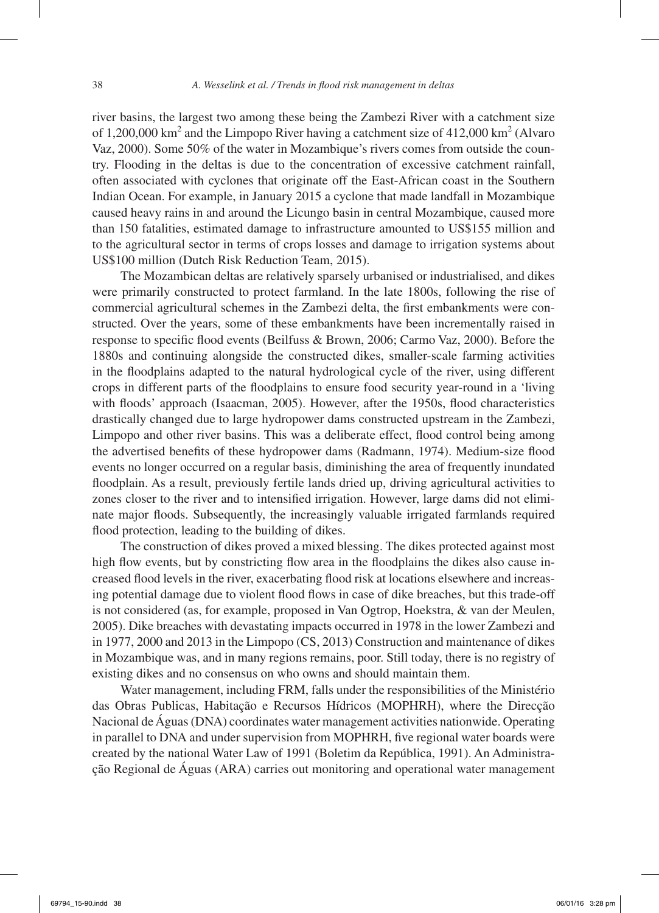river basins, the largest two among these being the Zambezi River with a catchment size of 1,200,000 km$^2$ and the Limpopo River having a catchment size of 412,000 km$^2$ (Alvaro Vaz, 2000). Some 50% of the water in Mozambique's rivers comes from outside the country. Flooding in the deltas is due to the concentration of excessive catchment rainfall, often associated with cyclones that originate off the East-African coast in the Southern Indian Ocean. For example, in January 2015 a cyclone that made landfall in Mozambique caused heavy rains in and around the Licungo basin in central Mozambique, caused more than 150 fatalities, estimated damage to infrastructure amounted to US$155 million and to the agricultural sector in terms of crops losses and damage to irrigation systems about US$100 million (Dutch Risk Reduction Team, 2015).

The Mozambican deltas are relatively sparsely urbanised or industrialised, and dikes were primarily constructed to protect farmland. In the late 1800s, following the rise of commercial agricultural schemes in the Zambezi delta, the first embankments were constructed. Over the years, some of these embankments have been incrementally raised in response to specific flood events (Beilfuss & Brown, 2006; Carmo Vaz, 2000). Before the 1880s and continuing alongside the constructed dikes, smaller-scale farming activities in the floodplains adapted to the natural hydrological cycle of the river, using different crops in different parts of the floodplains to ensure food security year-round in a 'living with floods' approach (Isaacman, 2005). However, after the 1950s, flood characteristics drastically changed due to large hydropower dams constructed upstream in the Zambezi, Limpopo and other river basins. This was a deliberate effect, flood control being among the advertised benefits of these hydropower dams (Radmann, 1974). Medium-size flood events no longer occurred on a regular basis, diminishing the area of frequently inundated floodplain. As a result, previously fertile lands dried up, driving agricultural activities to zones closer to the river and to intensified irrigation. However, large dams did not eliminate major floods. Subsequently, the increasingly valuable irrigated farmlands required flood protection, leading to the building of dikes.

The construction of dikes proved a mixed blessing. The dikes protected against most high flow events, but by constricting flow area in the floodplains the dikes also cause increased flood levels in the river, exacerbating flood risk at locations elsewhere and increasing potential damage due to violent flood flows in case of dike breaches, but this trade-off is not considered (as, for example, proposed in Van Ogtrop, Hoekstra, & van der Meulen, 2005). Dike breaches with devastating impacts occurred in 1978 in the lower Zambezi and in 1977, 2000 and 2013 in the Limpopo (CS, 2013) Construction and maintenance of dikes in Mozambique was, and in many regions remains, poor. Still today, there is no registry of existing dikes and no consensus on who owns and should maintain them.

Water management, including FRM, falls under the responsibilities of the Ministério das Obras Publicas, Habitação e Recursos Hídricos (MOPHRH), where the Direcção Nacional de Águas (DNA) coordinates water management activities nationwide. Operating in parallel to DNA and under supervision from MOPHRH, five regional water boards were created by the national Water Law of 1991 (Boletim da República, 1991). An Administração Regional de Águas (ARA) carries out monitoring and operational water management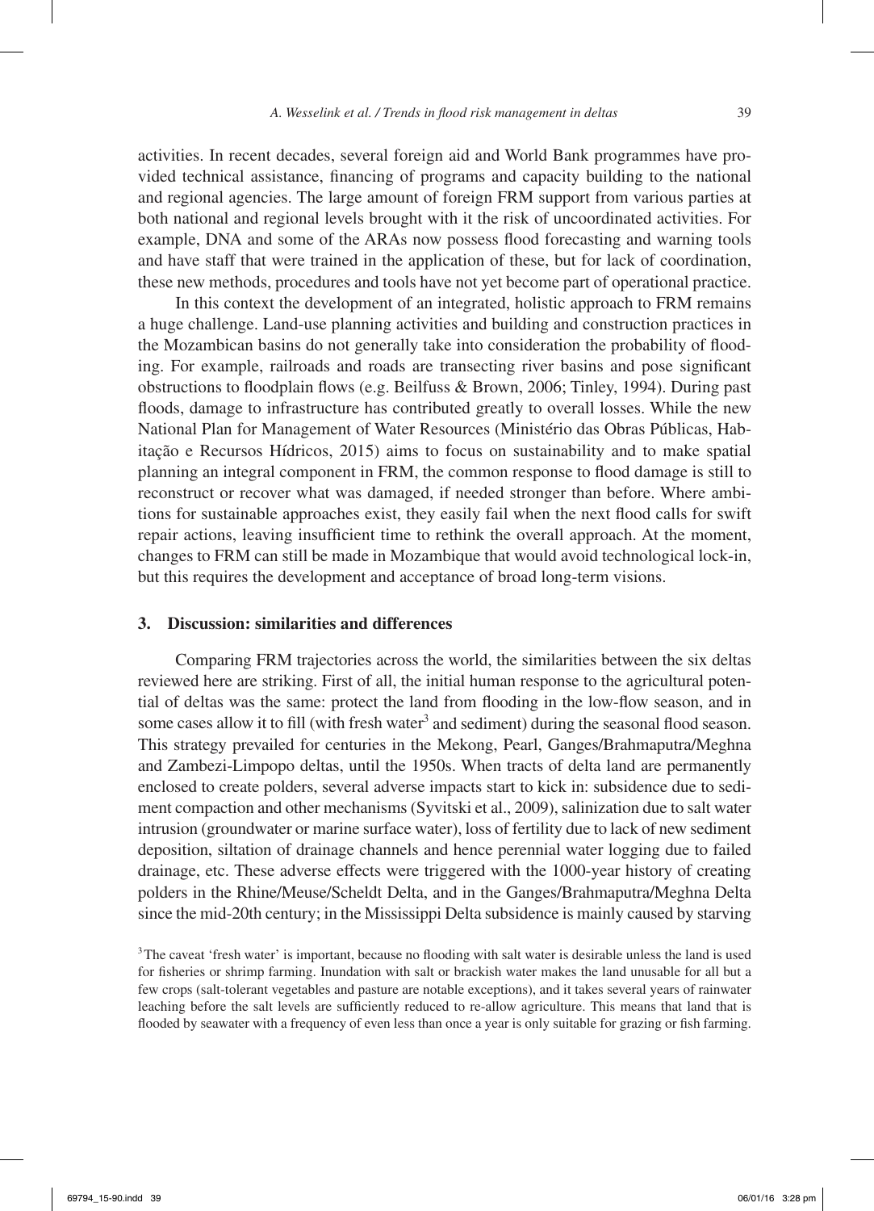activities. In recent decades, several foreign aid and World Bank programmes have provided technical assistance, financing of programs and capacity building to the national and regional agencies. The large amount of foreign FRM support from various parties at both national and regional levels brought with it the risk of uncoordinated activities. For example, DNA and some of the ARAs now possess flood forecasting and warning tools and have staff that were trained in the application of these, but for lack of coordination, these new methods, procedures and tools have not yet become part of operational practice.

In this context the development of an integrated, holistic approach to FRM remains a huge challenge. Land-use planning activities and building and construction practices in the Mozambican basins do not generally take into consideration the probability of flooding. For example, railroads and roads are transecting river basins and pose significant obstructions to floodplain flows (e.g. Beilfuss & Brown, 2006; Tinley, 1994). During past floods, damage to infrastructure has contributed greatly to overall losses. While the new National Plan for Management of Water Resources (Ministério das Obras Públicas, Habitação e Recursos Hídricos, 2015) aims to focus on sustainability and to make spatial planning an integral component in FRM, the common response to flood damage is still to reconstruct or recover what was damaged, if needed stronger than before. Where ambitions for sustainable approaches exist, they easily fail when the next flood calls for swift repair actions, leaving insufficient time to rethink the overall approach. At the moment, changes to FRM can still be made in Mozambique that would avoid technological lock-in, but this requires the development and acceptance of broad long-term visions.

## 3. Discussion: similarities and differences

Comparing FRM trajectories across the world, the similarities between the six deltas reviewed here are striking. First of all, the initial human response to the agricultural potential of deltas was the same: protect the land from flooding in the low-flow season, and in some cases allow it to fill (with fresh water[3] and sediment) during the seasonal flood season. This strategy prevailed for centuries in the Mekong, Pearl, Ganges/Brahmaputra/Meghna and Zambezi-Limpopo deltas, until the 1950s. When tracts of delta land are permanently enclosed to create polders, several adverse impacts start to kick in: subsidence due to sediment compaction and other mechanisms (Syvitski et al., 2009), salinization due to salt water intrusion (groundwater or marine surface water), loss of fertility due to lack of new sediment deposition, siltation of drainage channels and hence perennial water logging due to failed drainage, etc. These adverse effects were triggered with the 1000-year history of creating polders in the Rhine/Meuse/Scheldt Delta, and in the Ganges/Brahmaputra/Meghna Delta since the mid-20th century; in the Mississippi Delta subsidence is mainly caused by starving

[3] The caveat 'fresh water' is important, because no flooding with salt water is desirable unless the land is used for fisheries or shrimp farming. Inundation with salt or brackish water makes the land unusable for all but a few crops (salt-tolerant vegetables and pasture are notable exceptions), and it takes several years of rainwater leaching before the salt levels are sufficiently reduced to re-allow agriculture. This means that land that is flooded by seawater with a frequency of even less than once a year is only suitable for grazing or fish farming.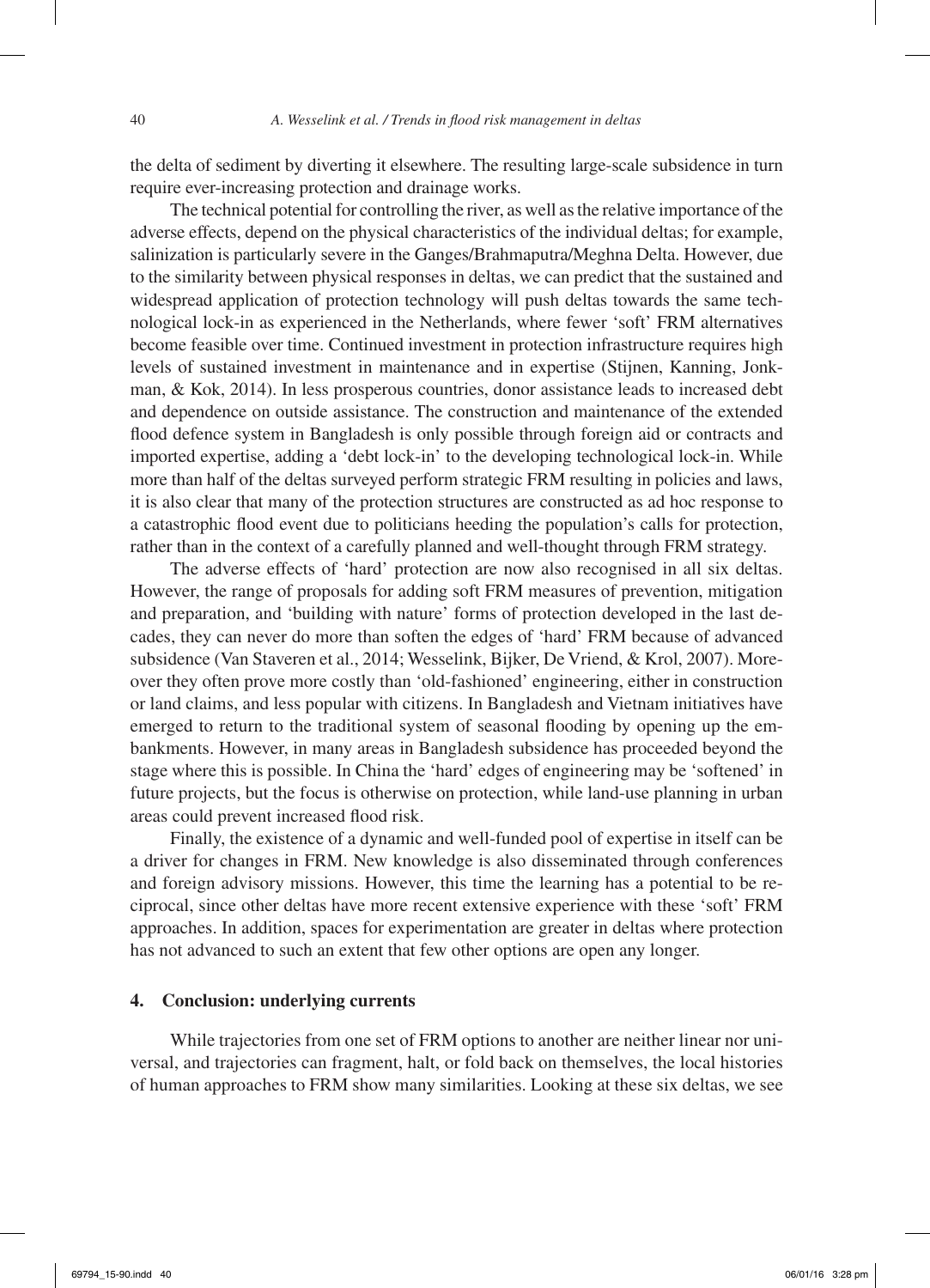the delta of sediment by diverting it elsewhere. The resulting large-scale subsidence in turn require ever-increasing protection and drainage works.

The technical potential for controlling the river, as well as the relative importance of the adverse effects, depend on the physical characteristics of the individual deltas; for example, salinization is particularly severe in the Ganges/Brahmaputra/Meghna Delta. However, due to the similarity between physical responses in deltas, we can predict that the sustained and widespread application of protection technology will push deltas towards the same technological lock-in as experienced in the Netherlands, where fewer 'soft' FRM alternatives become feasible over time. Continued investment in protection infrastructure requires high levels of sustained investment in maintenance and in expertise (Stijnen, Kanning, Jonkman, & Kok, 2014). In less prosperous countries, donor assistance leads to increased debt and dependence on outside assistance. The construction and maintenance of the extended flood defence system in Bangladesh is only possible through foreign aid or contracts and imported expertise, adding a 'debt lock-in' to the developing technological lock-in. While more than half of the deltas surveyed perform strategic FRM resulting in policies and laws, it is also clear that many of the protection structures are constructed as ad hoc response to a catastrophic flood event due to politicians heeding the population's calls for protection, rather than in the context of a carefully planned and well-thought through FRM strategy.

The adverse effects of 'hard' protection are now also recognised in all six deltas. However, the range of proposals for adding soft FRM measures of prevention, mitigation and preparation, and 'building with nature' forms of protection developed in the last decades, they can never do more than soften the edges of 'hard' FRM because of advanced subsidence (Van Staveren et al., 2014; Wesselink, Bijker, De Vriend, & Krol, 2007). Moreover they often prove more costly than 'old-fashioned' engineering, either in construction or land claims, and less popular with citizens. In Bangladesh and Vietnam initiatives have emerged to return to the traditional system of seasonal flooding by opening up the embankments. However, in many areas in Bangladesh subsidence has proceeded beyond the stage where this is possible. In China the 'hard' edges of engineering may be 'softened' in future projects, but the focus is otherwise on protection, while land-use planning in urban areas could prevent increased flood risk.

Finally, the existence of a dynamic and well-funded pool of expertise in itself can be a driver for changes in FRM. New knowledge is also disseminated through conferences and foreign advisory missions. However, this time the learning has a potential to be reciprocal, since other deltas have more recent extensive experience with these 'soft' FRM approaches. In addition, spaces for experimentation are greater in deltas where protection has not advanced to such an extent that few other options are open any longer.

## 4. Conclusion: underlying currents

While trajectories from one set of FRM options to another are neither linear nor universal, and trajectories can fragment, halt, or fold back on themselves, the local histories of human approaches to FRM show many similarities. Looking at these six deltas, we see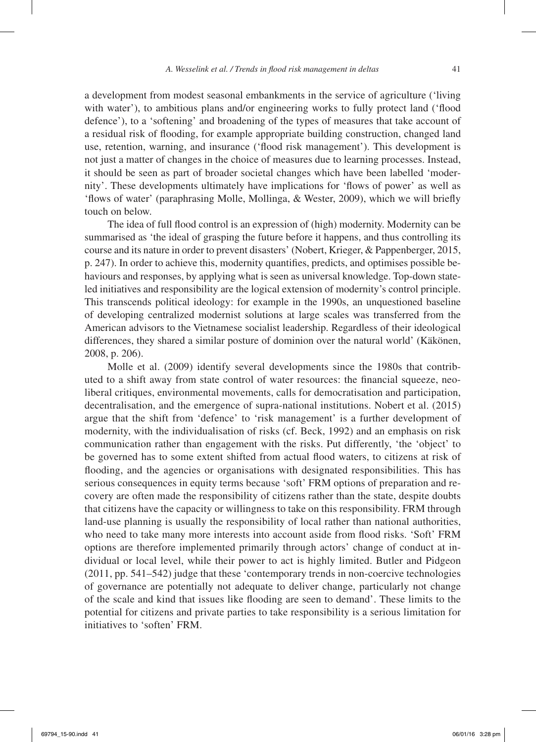a development from modest seasonal embankments in the service of agriculture ('living with water'), to ambitious plans and/or engineering works to fully protect land ('flood defence'), to a 'softening' and broadening of the types of measures that take account of a residual risk of flooding, for example appropriate building construction, changed land use, retention, warning, and insurance ('flood risk management'). This development is not just a matter of changes in the choice of measures due to learning processes. Instead, it should be seen as part of broader societal changes which have been labelled 'modernity'. These developments ultimately have implications for 'flows of power' as well as 'flows of water' (paraphrasing Molle, Mollinga, & Wester, 2009), which we will briefly touch on below.

The idea of full flood control is an expression of (high) modernity. Modernity can be summarised as 'the ideal of grasping the future before it happens, and thus controlling its course and its nature in order to prevent disasters' (Nobert, Krieger, & Pappenberger, 2015, p. 247). In order to achieve this, modernity quantifies, predicts, and optimises possible behaviours and responses, by applying what is seen as universal knowledge. Top-down state-led initiatives and responsibility are the logical extension of modernity's control principle. This transcends political ideology: for example in the 1990s, an unquestioned baseline of developing centralized modernist solutions at large scales was transferred from the American advisors to the Vietnamese socialist leadership. Regardless of their ideological differences, they shared a similar posture of dominion over the natural world' (Käkönen, 2008, p. 206).

Molle et al. (2009) identify several developments since the 1980s that contributed to a shift away from state control of water resources: the financial squeeze, neoliberal critiques, environmental movements, calls for democratisation and participation, decentralisation, and the emergence of supra-national institutions. Nobert et al. (2015) argue that the shift from 'defence' to 'risk management' is a further development of modernity, with the individualisation of risks (cf. Beck, 1992) and an emphasis on risk communication rather than engagement with the risks. Put differently, 'the 'object' to be governed has to some extent shifted from actual flood waters, to citizens at risk of flooding, and the agencies or organisations with designated responsibilities. This has serious consequences in equity terms because 'soft' FRM options of preparation and recovery are often made the responsibility of citizens rather than the state, despite doubts that citizens have the capacity or willingness to take on this responsibility. FRM through land-use planning is usually the responsibility of local rather than national authorities, who need to take many more interests into account aside from flood risks. 'Soft' FRM options are therefore implemented primarily through actors' change of conduct at individual or local level, while their power to act is highly limited. Butler and Pidgeon (2011, pp. 541–542) judge that these 'contemporary trends in non-coercive technologies of governance are potentially not adequate to deliver change, particularly not change of the scale and kind that issues like flooding are seen to demand'. These limits to the potential for citizens and private parties to take responsibility is a serious limitation for initiatives to 'soften' FRM.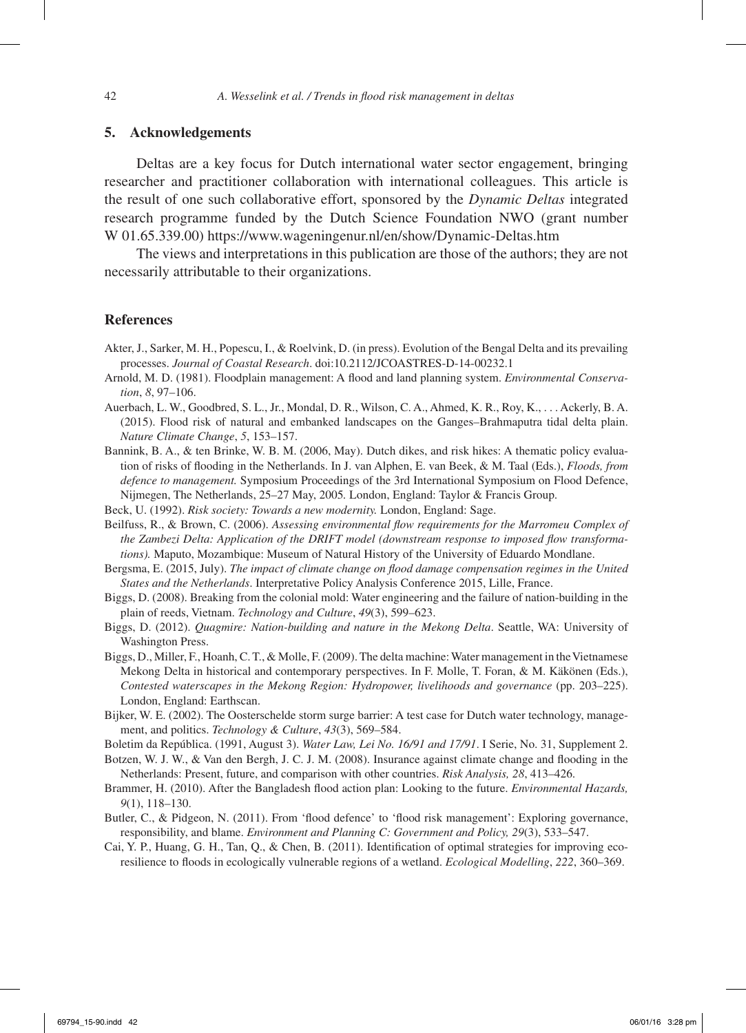## 5. Acknowledgements

Deltas are a key focus for Dutch international water sector engagement, bringing researcher and practitioner collaboration with international colleagues. This article is the result of one such collaborative effort, sponsored by the *Dynamic Deltas* integrated research programme funded by the Dutch Science Foundation NWO (grant number W 01.65.339.00) https://www.wageningenur.nl/en/show/Dynamic-Deltas.htm

The views and interpretations in this publication are those of the authors; they are not necessarily attributable to their organizations.

## References

Akter, J., Sarker, M. H., Popescu, I., & Roelvink, D. (in press). Evolution of the Bengal Delta and its prevailing processes. *Journal of Coastal Research*. doi:10.2112/JCOASTRES-D-14-00232.1

Arnold, M. D. (1981). Floodplain management: A flood and land planning system. *Environmental Conservation*, *8*, 97–106.

Auerbach, L. W., Goodbred, S. L., Jr., Mondal, D. R., Wilson, C. A., Ahmed, K. R., Roy, K., . . . Ackerly, B. A. (2015). Flood risk of natural and embanked landscapes on the Ganges–Brahmaputra tidal delta plain. *Nature Climate Change*, *5*, 153–157.

Bannink, B. A., & ten Brinke, W. B. M. (2006, May). Dutch dikes, and risk hikes: A thematic policy evaluation of risks of flooding in the Netherlands. In J. van Alphen, E. van Beek, & M. Taal (Eds.), *Floods, from defence to management.* Symposium Proceedings of the 3rd International Symposium on Flood Defence, Nijmegen, The Netherlands, 25–27 May, 2005. London, England: Taylor & Francis Group.

Beck, U. (1992). *Risk society: Towards a new modernity.* London, England: Sage.

Beilfuss, R., & Brown, C. (2006). *Assessing environmental flow requirements for the Marromeu Complex of the Zambezi Delta: Application of the DRIFT model (downstream response to imposed flow transformations).* Maputo, Mozambique: Museum of Natural History of the University of Eduardo Mondlane.

Bergsma, E. (2015, July). *The impact of climate change on flood damage compensation regimes in the United States and the Netherlands*. Interpretative Policy Analysis Conference 2015, Lille, France.

Biggs, D. (2008). Breaking from the colonial mold: Water engineering and the failure of nation-building in the plain of reeds, Vietnam. *Technology and Culture*, *49*(3), 599–623.

Biggs, D. (2012). *Quagmire: Nation-building and nature in the Mekong Delta*. Seattle, WA: University of Washington Press.

Biggs, D., Miller, F., Hoanh, C. T., & Molle, F. (2009). The delta machine: Water management in the Vietnamese Mekong Delta in historical and contemporary perspectives. In F. Molle, T. Foran, & M. Käkönen (Eds.), *Contested waterscapes in the Mekong Region: Hydropower, livelihoods and governance* (pp. 203–225). London, England: Earthscan.

Bijker, W. E. (2002). The Oosterschelde storm surge barrier: A test case for Dutch water technology, management, and politics. *Technology & Culture*, *43*(3), 569–584.

Boletim da República. (1991, August 3). *Water Law, Lei No. 16/91 and 17/91*. I Serie, No. 31, Supplement 2.

Botzen, W. J. W., & Van den Bergh, J. C. J. M. (2008). Insurance against climate change and flooding in the Netherlands: Present, future, and comparison with other countries. *Risk Analysis, 28*, 413–426.

Brammer, H. (2010). After the Bangladesh flood action plan: Looking to the future. *Environmental Hazards, 9*(1), 118–130.

Butler, C., & Pidgeon, N. (2011). From 'flood defence' to 'flood risk management': Exploring governance, responsibility, and blame. *Environment and Planning C: Government and Policy, 29*(3), 533–547.

Cai, Y. P., Huang, G. H., Tan, Q., & Chen, B. (2011). Identification of optimal strategies for improving eco-resilience to floods in ecologically vulnerable regions of a wetland. *Ecological Modelling*, *222*, 360–369.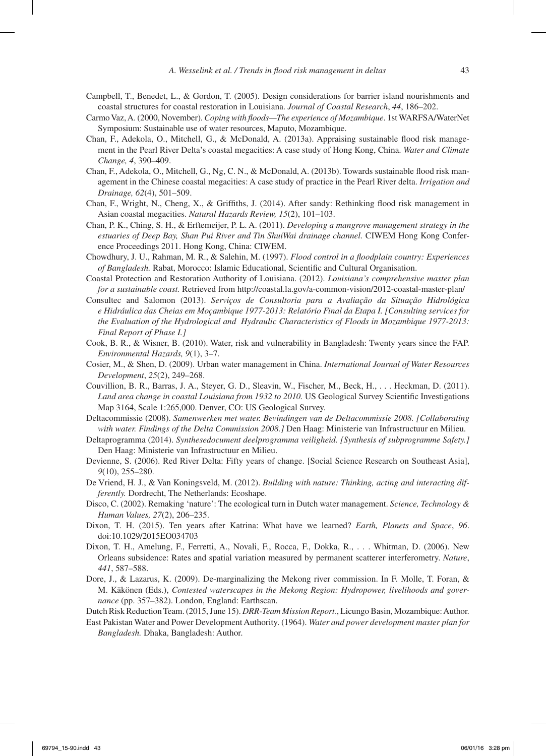Campbell, T., Benedet, L., & Gordon, T. (2005). Design considerations for barrier island nourishments and coastal structures for coastal restoration in Louisiana. *Journal of Coastal Research*, *44*, 186–202.

Carmo Vaz, A. (2000, November). *Coping with floods—The experience of Mozambique*. 1st WARFSA/WaterNet Symposium: Sustainable use of water resources, Maputo, Mozambique.

Chan, F., Adekola, O., Mitchell, G., & McDonald, A. (2013a). Appraising sustainable flood risk management in the Pearl River Delta's coastal megacities: A case study of Hong Kong, China. *Water and Climate Change, 4*, 390–409.

Chan, F., Adekola, O., Mitchell, G., Ng, C. N., & McDonald, A. (2013b). Towards sustainable flood risk management in the Chinese coastal megacities: A case study of practice in the Pearl River delta. *Irrigation and Drainage, 62*(4), 501–509.

Chan, F., Wright, N., Cheng, X., & Griffiths, J. (2014). After sandy: Rethinking flood risk management in Asian coastal megacities. *Natural Hazards Review, 15*(2), 101–103.

Chan, P. K., Ching, S. H., & Erftemeijer, P. L. A. (2011). *Developing a mangrove management strategy in the estuaries of Deep Bay, Shan Pui River and Tin ShuiWai drainage channel.* CIWEM Hong Kong Conference Proceedings 2011. Hong Kong, China: CIWEM.

Chowdhury, J. U., Rahman, M. R., & Salehin, M. (1997). *Flood control in a floodplain country: Experiences of Bangladesh.* Rabat, Morocco: Islamic Educational, Scientific and Cultural Organisation.

Coastal Protection and Restoration Authority of Louisiana. (2012). *Louisiana's comprehensive master plan for a sustainable coast.* Retrieved from http://coastal.la.gov/a-common-vision/2012-coastal-master-plan/

Consultec and Salomon (2013). *Serviços de Consultoria para a Avaliação da Situação Hidrológica e Hidráulica das Cheias em Moçambique 1977-2013: Relatório Final da Etapa I. [Consulting services for the Evaluation of the Hydrological and Hydraulic Characteristics of Floods in Mozambique 1977-2013: Final Report of Phase I.]*

Cook, B. R., & Wisner, B. (2010). Water, risk and vulnerability in Bangladesh: Twenty years since the FAP. *Environmental Hazards, 9*(1), 3–7.

Cosier, M., & Shen, D. (2009). Urban water management in China. *International Journal of Water Resources Development*, *25*(2), 249–268.

Couvillion, B. R., Barras, J. A., Steyer, G. D., Sleavin, W., Fischer, M., Beck, H., . . . Heckman, D. (2011). *Land area change in coastal Louisiana from 1932 to 2010.* US Geological Survey Scientific Investigations Map 3164, Scale 1:265,000. Denver, CO: US Geological Survey.

Deltacommissie (2008). *Samenwerken met water. Bevindingen van de Deltacommissie 2008. [Collaborating with water. Findings of the Delta Commission 2008.]* Den Haag: Ministerie van Infrastructuur en Milieu.

Deltaprogramma (2014). *Synthesedocument deelprogramma veiligheid. [Synthesis of subprogramme Safety.]* Den Haag: Ministerie van Infrastructuur en Milieu.

Devienne, S. (2006). Red River Delta: Fifty years of change. [Social Science Research on Southeast Asia], *9*(10), 255–280.

De Vriend, H. J., & Van Koningsveld, M. (2012). *Building with nature: Thinking, acting and interacting differently.* Dordrecht, The Netherlands: Ecoshape.

Disco, C. (2002). Remaking 'nature': The ecological turn in Dutch water management. *Science, Technology & Human Values, 27*(2), 206–235.

Dixon, T. H. (2015). Ten years after Katrina: What have we learned? *Earth, Planets and Space*, *96*. doi:10.1029/2015EO034703

Dixon, T. H., Amelung, F., Ferretti, A., Novali, F., Rocca, F., Dokka, R., . . . Whitman, D. (2006). New Orleans subsidence: Rates and spatial variation measured by permanent scatterer interferometry. *Nature*, *441*, 587–588.

Dore, J., & Lazarus, K. (2009). De-marginalizing the Mekong river commission. In F. Molle, T. Foran, & M. Käkönen (Eds.), *Contested waterscapes in the Mekong Region: Hydropower, livelihoods and governance* (pp. 357–382). London, England: Earthscan.

Dutch Risk Reduction Team. (2015, June 15). *DRR-Team Mission Report.*, Licungo Basin, Mozambique: Author.

East Pakistan Water and Power Development Authority. (1964). *Water and power development master plan for Bangladesh.* Dhaka, Bangladesh: Author.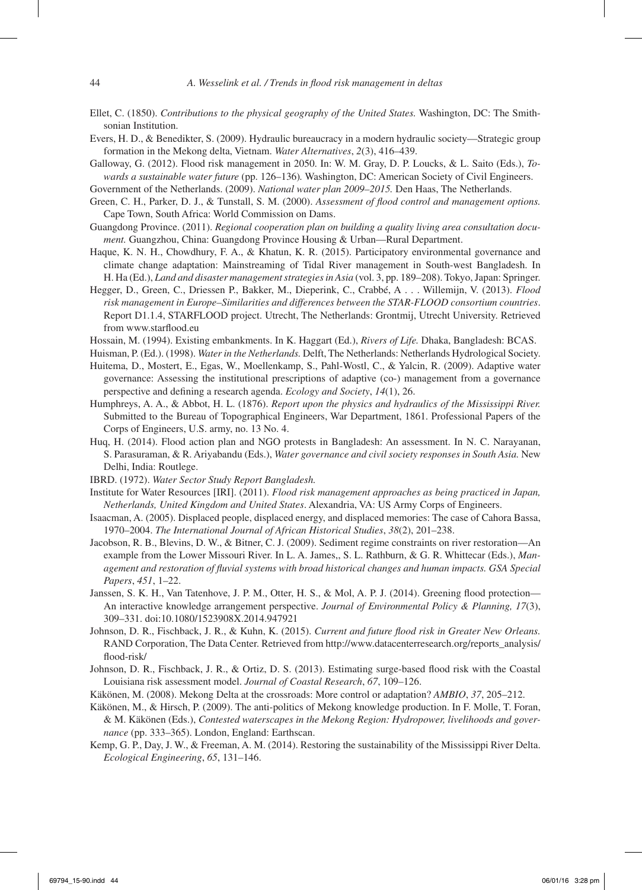Ellet, C. (1850). *Contributions to the physical geography of the United States.* Washington, DC: The Smithsonian Institution.

Evers, H. D., & Benedikter, S. (2009). Hydraulic bureaucracy in a modern hydraulic society—Strategic group formation in the Mekong delta, Vietnam. *Water Alternatives*, *2*(3), 416–439.

Galloway, G. (2012). Flood risk management in 2050. In: W. M. Gray, D. P. Loucks, & L. Saito (Eds.), *Towards a sustainable water future* (pp. 126–136)*.* Washington, DC: American Society of Civil Engineers.

Government of the Netherlands. (2009). *National water plan 2009–2015.* Den Haas, The Netherlands.

Green, C. H., Parker, D. J., & Tunstall, S. M. (2000). *Assessment of flood control and management options.* Cape Town, South Africa: World Commission on Dams.

Guangdong Province. (2011). *Regional cooperation plan on building a quality living area consultation document.* Guangzhou, China: Guangdong Province Housing & Urban—Rural Department.

Haque, K. N. H., Chowdhury, F. A., & Khatun, K. R. (2015). Participatory environmental governance and climate change adaptation: Mainstreaming of Tidal River management in South-west Bangladesh. In H. Ha (Ed.), *Land and disaster management strategies in Asia* (vol. 3, pp. 189–208). Tokyo, Japan: Springer.

Hegger, D., Green, C., Driessen P., Bakker, M., Dieperink, C., Crabbé, A . . . Willemijn, V. (2013). *Flood risk management in Europe–Similarities and differences between the STAR-FLOOD consortium countries*. Report D1.1.4, STARFLOOD project. Utrecht, The Netherlands: Grontmij, Utrecht University. Retrieved from www.starflood.eu

Hossain, M. (1994). Existing embankments. In K. Haggart (Ed.), *Rivers of Life.* Dhaka, Bangladesh: BCAS.

Huisman, P. (Ed.). (1998). *Water in the Netherlands.* Delft, The Netherlands: Netherlands Hydrological Society.

Huitema, D., Mostert, E., Egas, W., Moellenkamp, S., Pahl-Wostl, C., & Yalcin, R. (2009). Adaptive water governance: Assessing the institutional prescriptions of adaptive (co-) management from a governance perspective and defining a research agenda. *Ecology and Society*, *14*(1), 26.

Humphreys, A. A., & Abbot, H. L. (1876). *Report upon the physics and hydraulics of the Mississippi River.* Submitted to the Bureau of Topographical Engineers, War Department, 1861. Professional Papers of the Corps of Engineers, U.S. army, no. 13 No. 4.

Huq, H. (2014). Flood action plan and NGO protests in Bangladesh: An assessment. In N. C. Narayanan, S. Parasuraman, & R. Ariyabandu (Eds.), *Water governance and civil society responses in South Asia.* New Delhi, India: Routlege.

IBRD. (1972). *Water Sector Study Report Bangladesh.*

Institute for Water Resources [IRI]. (2011). *Flood risk management approaches as being practiced in Japan, Netherlands, United Kingdom and United States*. Alexandria, VA: US Army Corps of Engineers.

Isaacman, A. (2005). Displaced people, displaced energy, and displaced memories: The case of Cahora Bassa, 1970–2004. *The International Journal of African Historical Studies*, *38*(2), 201–238.

Jacobson, R. B., Blevins, D. W., & Bitner, C. J. (2009). Sediment regime constraints on river restoration—An example from the Lower Missouri River. In L. A. James,, S. L. Rathburn, & G. R. Whittecar (Eds.), *Management and restoration of fluvial systems with broad historical changes and human impacts. GSA Special Papers*, *451*, 1–22.

Janssen, S. K. H., Van Tatenhove, J. P. M., Otter, H. S., & Mol, A. P. J. (2014). Greening flood protection—An interactive knowledge arrangement perspective. *Journal of Environmental Policy & Planning, 17*(3), 309–331. doi:10.1080/1523908X.2014.947921

Johnson, D. R., Fischback, J. R., & Kuhn, K. (2015). *Current and future flood risk in Greater New Orleans.* RAND Corporation, The Data Center. Retrieved from http://www.datacenterresearch.org/reports_analysis/flood-risk/

Johnson, D. R., Fischback, J. R., & Ortiz, D. S. (2013). Estimating surge-based flood risk with the Coastal Louisiana risk assessment model. *Journal of Coastal Research*, *67*, 109–126.

Käkönen, M. (2008). Mekong Delta at the crossroads: More control or adaptation? *AMBIO*, *37*, 205–212.

Käkönen, M., & Hirsch, P. (2009). The anti-politics of Mekong knowledge production. In F. Molle, T. Foran, & M. Käkönen (Eds.), *Contested waterscapes in the Mekong Region: Hydropower, livelihoods and governance* (pp. 333–365). London, England: Earthscan.

Kemp, G. P., Day, J. W., & Freeman, A. M. (2014). Restoring the sustainability of the Mississippi River Delta. *Ecological Engineering*, *65*, 131–146.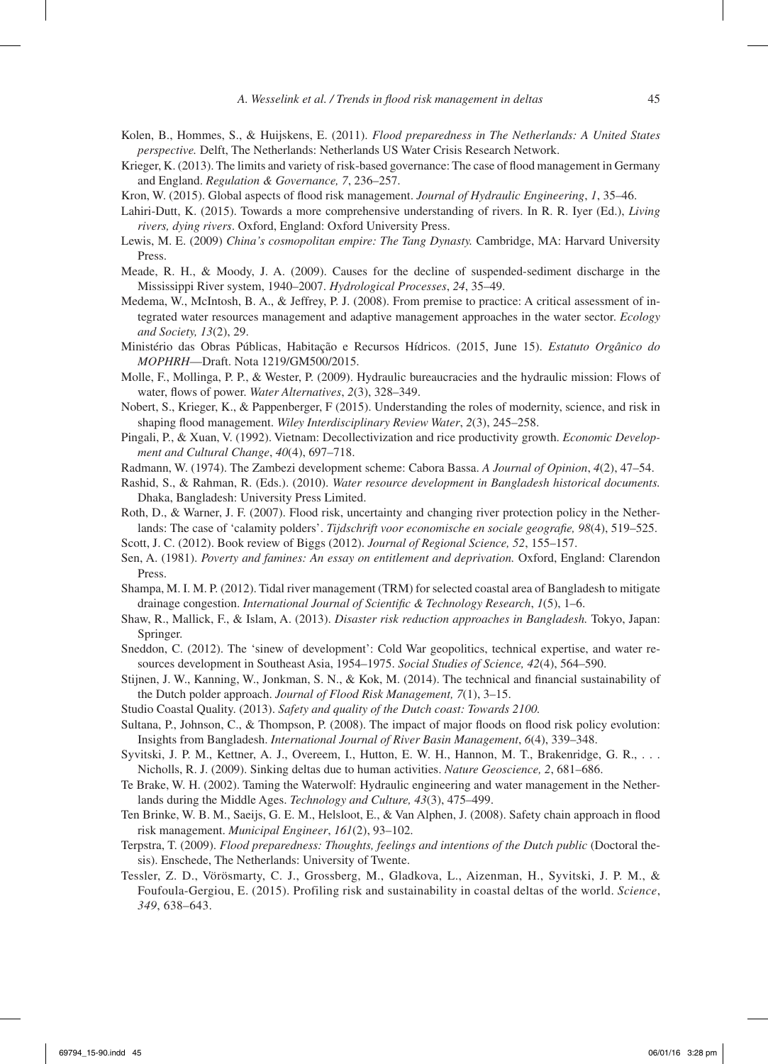Kolen, B., Hommes, S., & Huijskens, E. (2011). *Flood preparedness in The Netherlands: A United States perspective.* Delft, The Netherlands: Netherlands US Water Crisis Research Network.

Krieger, K. (2013). The limits and variety of risk-based governance: The case of flood management in Germany and England. *Regulation & Governance, 7*, 236–257.

Kron, W. (2015). Global aspects of flood risk management. *Journal of Hydraulic Engineering*, *1*, 35–46.

Lahiri-Dutt, K. (2015). Towards a more comprehensive understanding of rivers. In R. R. Iyer (Ed.), *Living rivers, dying rivers*. Oxford, England: Oxford University Press.

Lewis, M. E. (2009) *China's cosmopolitan empire: The Tang Dynasty.* Cambridge, MA: Harvard University Press.

Meade, R. H., & Moody, J. A. (2009). Causes for the decline of suspended-sediment discharge in the Mississippi River system, 1940–2007. *Hydrological Processes*, *24*, 35–49.

Medema, W., McIntosh, B. A., & Jeffrey, P. J. (2008). From premise to practice: A critical assessment of integrated water resources management and adaptive management approaches in the water sector. *Ecology and Society, 13*(2), 29.

Ministério das Obras Públicas, Habitação e Recursos Hídricos. (2015, June 15). *Estatuto Orgânico do MOPHRH*—Draft. Nota 1219/GM500/2015.

Molle, F., Mollinga, P. P., & Wester, P. (2009). Hydraulic bureaucracies and the hydraulic mission: Flows of water, flows of power. *Water Alternatives*, *2*(3), 328–349.

Nobert, S., Krieger, K., & Pappenberger, F (2015). Understanding the roles of modernity, science, and risk in shaping flood management. *Wiley Interdisciplinary Review Water*, *2*(3), 245–258.

Pingali, P., & Xuan, V. (1992). Vietnam: Decollectivization and rice productivity growth. *Economic Development and Cultural Change*, *40*(4), 697–718.

Radmann, W. (1974). The Zambezi development scheme: Cabora Bassa. *A Journal of Opinion*, *4*(2), 47–54.

Rashid, S., & Rahman, R. (Eds.). (2010). *Water resource development in Bangladesh historical documents.* Dhaka, Bangladesh: University Press Limited.

Roth, D., & Warner, J. F. (2007). Flood risk, uncertainty and changing river protection policy in the Netherlands: The case of 'calamity polders'. *Tijdschrift voor economische en sociale geografie, 98*(4), 519–525.

Scott, J. C. (2012). Book review of Biggs (2012). *Journal of Regional Science, 52*, 155–157.

Sen, A. (1981). *Poverty and famines: An essay on entitlement and deprivation.* Oxford, England: Clarendon Press.

Shampa, M. I. M. P. (2012). Tidal river management (TRM) for selected coastal area of Bangladesh to mitigate drainage congestion. *International Journal of Scientific & Technology Research*, *1*(5), 1–6.

Shaw, R., Mallick, F., & Islam, A. (2013). *Disaster risk reduction approaches in Bangladesh.* Tokyo, Japan: Springer.

Sneddon, C. (2012). The 'sinew of development': Cold War geopolitics, technical expertise, and water resources development in Southeast Asia, 1954–1975. *Social Studies of Science, 42*(4), 564–590.

Stijnen, J. W., Kanning, W., Jonkman, S. N., & Kok, M. (2014). The technical and financial sustainability of the Dutch polder approach. *Journal of Flood Risk Management, 7*(1), 3–15.

Studio Coastal Quality. (2013). *Safety and quality of the Dutch coast: Towards 2100.*

Sultana, P., Johnson, C., & Thompson, P. (2008). The impact of major floods on flood risk policy evolution: Insights from Bangladesh. *International Journal of River Basin Management*, *6*(4), 339–348.

Syvitski, J. P. M., Kettner, A. J., Overeem, I., Hutton, E. W. H., Hannon, M. T., Brakenridge, G. R., . . . Nicholls, R. J. (2009). Sinking deltas due to human activities. *Nature Geoscience, 2*, 681–686.

Te Brake, W. H. (2002). Taming the Waterwolf: Hydraulic engineering and water management in the Netherlands during the Middle Ages. *Technology and Culture, 43*(3), 475–499.

Ten Brinke, W. B. M., Saeijs, G. E. M., Helsloot, E., & Van Alphen, J. (2008). Safety chain approach in flood risk management. *Municipal Engineer*, *161*(2), 93–102.

Terpstra, T. (2009). *Flood preparedness: Thoughts, feelings and intentions of the Dutch public* (Doctoral thesis). Enschede, The Netherlands: University of Twente.

Tessler, Z. D., Vörösmarty, C. J., Grossberg, M., Gladkova, L., Aizenman, H., Syvitski, J. P. M., & Foufoula-Gergiou, E. (2015). Profiling risk and sustainability in coastal deltas of the world. *Science*, *349*, 638–643.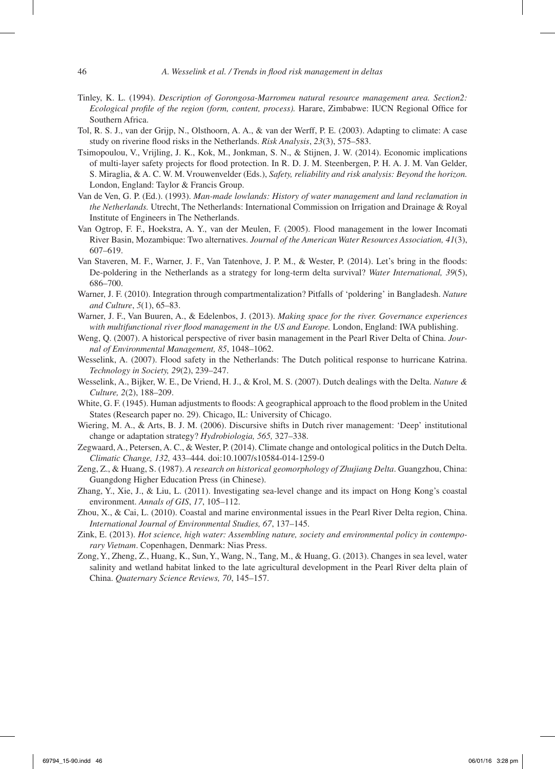Tinley, K. L. (1994). *Description of Gorongosa-Marromeu natural resource management area. Section2: Ecological profile of the region (form, content, process).* Harare, Zimbabwe: IUCN Regional Office for Southern Africa.

Tol, R. S. J., van der Grijp, N., Olsthoorn, A. A., & van der Werff, P. E. (2003). Adapting to climate: A case study on riverine flood risks in the Netherlands. *Risk Analysis*, *23*(3), 575–583.

Tsimopoulou, V., Vrijling, J. K., Kok, M., Jonkman, S. N., & Stijnen, J. W. (2014). Economic implications of multi-layer safety projects for flood protection. In R. D. J. M. Steenbergen, P. H. A. J. M. Van Gelder, S. Miraglia, & A. C. W. M. Vrouwenvelder (Eds.), *Safety, reliability and risk analysis: Beyond the horizon.* London, England: Taylor & Francis Group.

Van de Ven, G. P. (Ed.). (1993). *Man-made lowlands: History of water management and land reclamation in the Netherlands.* Utrecht, The Netherlands: International Commission on Irrigation and Drainage & Royal Institute of Engineers in The Netherlands.

Van Ogtrop, F. F., Hoekstra, A. Y., van der Meulen, F. (2005). Flood management in the lower Incomati River Basin, Mozambique: Two alternatives. *Journal of the American Water Resources Association, 41*(3), 607–619.

Van Staveren, M. F., Warner, J. F., Van Tatenhove, J. P. M., & Wester, P. (2014). Let's bring in the floods: De-poldering in the Netherlands as a strategy for long-term delta survival? *Water International, 39*(5), 686–700.

Warner, J. F. (2010). Integration through compartmentalization? Pitfalls of 'poldering' in Bangladesh. *Nature and Culture*, *5*(1), 65–83.

Warner, J. F., Van Buuren, A., & Edelenbos, J. (2013). *Making space for the river. Governance experiences with multifunctional river flood management in the US and Europe.* London, England: IWA publishing.

Weng, Q. (2007). A historical perspective of river basin management in the Pearl River Delta of China. *Journal of Environmental Management, 85*, 1048–1062.

Wesselink, A. (2007). Flood safety in the Netherlands: The Dutch political response to hurricane Katrina. *Technology in Society, 29*(2), 239–247.

Wesselink, A., Bijker, W. E., De Vriend, H. J., & Krol, M. S. (2007). Dutch dealings with the Delta. *Nature & Culture, 2*(2), 188–209.

White, G. F. (1945). Human adjustments to floods: A geographical approach to the flood problem in the United States (Research paper no. 29). Chicago, IL: University of Chicago.

Wiering, M. A., & Arts, B. J. M. (2006). Discursive shifts in Dutch river management: 'Deep' institutional change or adaptation strategy? *Hydrobiologia, 565,* 327–338.

Zegwaard, A., Petersen, A. C., & Wester, P. (2014). Climate change and ontological politics in the Dutch Delta. *Climatic Change, 132,* 433–444*.* doi:10.1007/s10584-014-1259-0

Zeng, Z., & Huang, S. (1987). *A research on historical geomorphology of Zhujiang Delta*. Guangzhou, China: Guangdong Higher Education Press (in Chinese).

Zhang, Y., Xie, J., & Liu, L. (2011). Investigating sea-level change and its impact on Hong Kong's coastal environment. *Annals of GIS*, *17*, 105–112.

Zhou, X., & Cai, L. (2010). Coastal and marine environmental issues in the Pearl River Delta region, China. *International Journal of Environmental Studies, 67*, 137–145.

Zink, E. (2013). *Hot science, high water: Assembling nature, society and environmental policy in contemporary Vietnam*. Copenhagen, Denmark: Nias Press.

Zong, Y., Zheng, Z., Huang, K., Sun, Y., Wang, N., Tang, M., & Huang, G. (2013). Changes in sea level, water salinity and wetland habitat linked to the late agricultural development in the Pearl River delta plain of China. *Quaternary Science Reviews, 70*, 145–157.